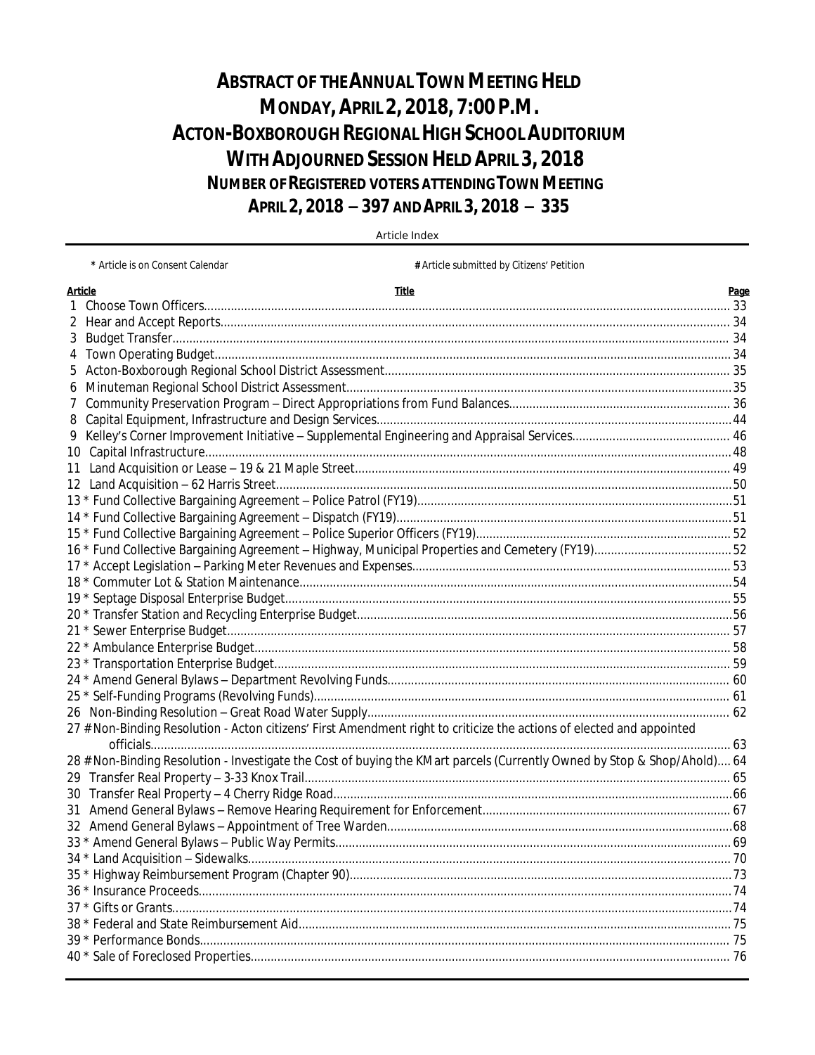# ABSTRACT OF THE ANNUAL TOWN MEETING HELD
# MONDAY, APRIL 2, 2018, 7:00 P.M.
# ACTON-BOXBOROUGH REGIONAL HIGH SCHOOL AUDITORIUM
# WITH ADJOURNED SESSION HELD APRIL 3, 2018
## NUMBER OF REGISTERED VOTERS ATTENDING TOWN MEETING
## APRIL 2, 2018 – 397 AND APRIL 3, 2018 – 335

Article Index

\* Article is on Consent Calendar

\# Article submitted by Citizens' Petition

| Article | Title | Page |
|---|---|---|
| 1 | Choose Town Officers | 33 |
| 2 | Hear and Accept Reports | 34 |
| 3 | Budget Transfer | 34 |
| 4 | Town Operating Budget | 34 |
| 5 | Acton-Boxborough Regional School District Assessment | 35 |
| 6 | Minuteman Regional School District Assessment | 35 |
| 7 | Community Preservation Program – Direct Appropriations from Fund Balances | 36 |
| 8 | Capital Equipment, Infrastructure and Design Services | 44 |
| 9 | Kelley's Corner Improvement Initiative – Supplemental Engineering and Appraisal Services | 46 |
| 10 | Capital Infrastructure | 48 |
| 11 | Land Acquisition or Lease – 19 & 21 Maple Street | 49 |
| 12 | Land Acquisition – 62 Harris Street | 50 |
| 13 * | Fund Collective Bargaining Agreement – Police Patrol (FY19) | 51 |
| 14 * | Fund Collective Bargaining Agreement – Dispatch (FY19) | 51 |
| 15 * | Fund Collective Bargaining Agreement – Police Superior Officers (FY19) | 52 |
| 16 * | Fund Collective Bargaining Agreement – Highway, Municipal Properties and Cemetery (FY19) | 52 |
| 17 * | Accept Legislation – Parking Meter Revenues and Expenses | 53 |
| 18 * | Commuter Lot & Station Maintenance | 54 |
| 19 * | Septage Disposal Enterprise Budget | 55 |
| 20 * | Transfer Station and Recycling Enterprise Budget | 56 |
| 21 * | Sewer Enterprise Budget | 57 |
| 22 * | Ambulance Enterprise Budget | 58 |
| 23 * | Transportation Enterprise Budget | 59 |
| 24 * | Amend General Bylaws – Department Revolving Funds | 60 |
| 25 * | Self-Funding Programs (Revolving Funds) | 61 |
| 26 | Non-Binding Resolution – Great Road Water Supply | 62 |
| 27 # | Non-Binding Resolution - Acton citizens' First Amendment right to criticize the actions of elected and appointed officials | 63 |
| 28 # | Non-Binding Resolution - Investigate the Cost of buying the KMart parcels (Currently Owned by Stop & Shop/Ahold) | 64 |
| 29 | Transfer Real Property – 3-33 Knox Trail | 65 |
| 30 | Transfer Real Property – 4 Cherry Ridge Road | 66 |
| 31 | Amend General Bylaws – Remove Hearing Requirement for Enforcement | 67 |
| 32 | Amend General Bylaws – Appointment of Tree Warden | 68 |
| 33 * | Amend General Bylaws – Public Way Permits | 69 |
| 34 * | Land Acquisition – Sidewalks | 70 |
| 35 * | Highway Reimbursement Program (Chapter 90) | 73 |
| 36 * | Insurance Proceeds | 74 |
| 37 * | Gifts or Grants | 74 |
| 38 * | Federal and State Reimbursement Aid | 75 |
| 39 * | Performance Bonds | 75 |
| 40 * | Sale of Foreclosed Properties | 76 |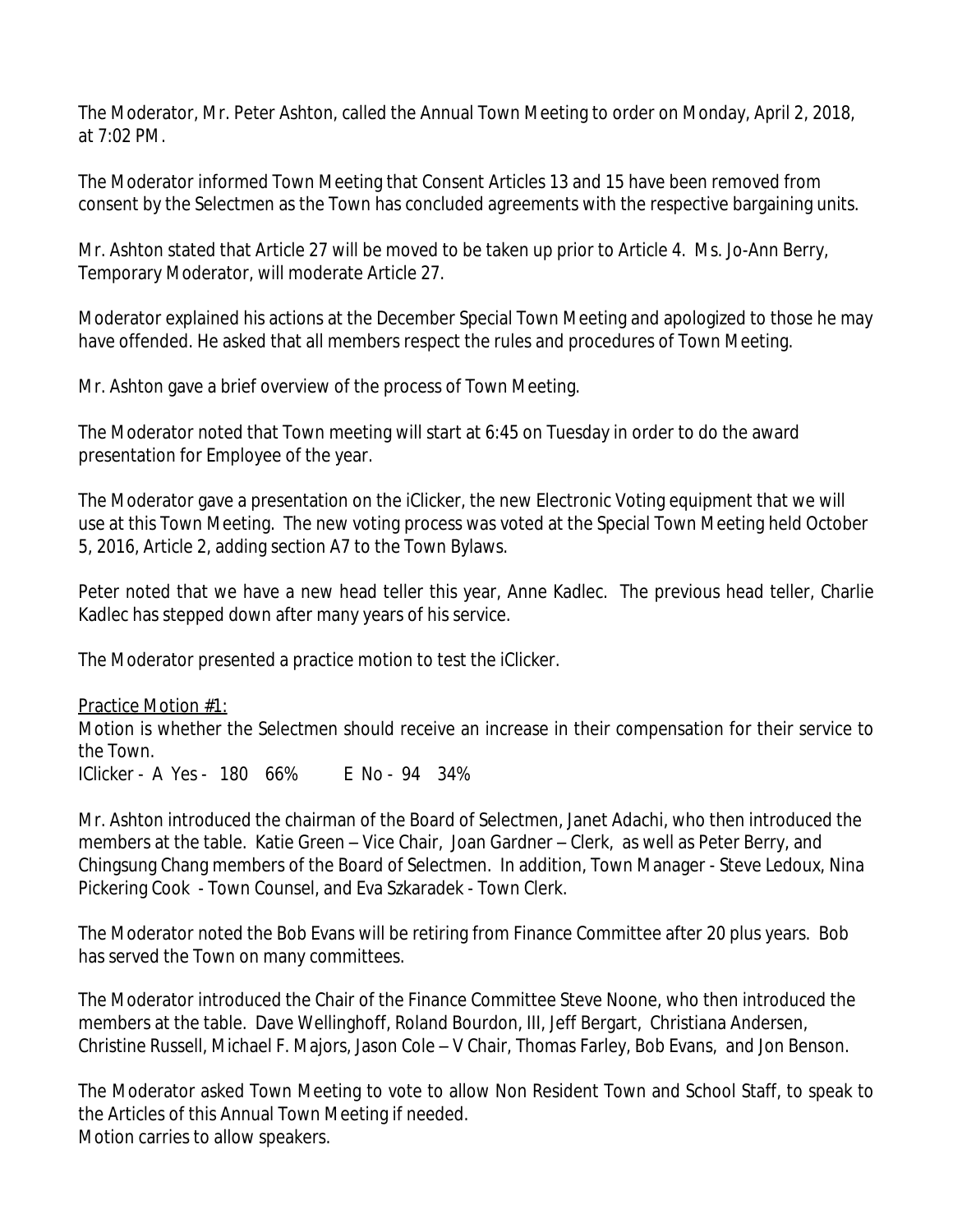The Moderator, Mr. Peter Ashton, called the Annual Town Meeting to order on Monday, April 2, 2018, at 7:02 PM.

The Moderator informed Town Meeting that Consent Articles 13 and 15 have been removed from consent by the Selectmen as the Town has concluded agreements with the respective bargaining units.

Mr. Ashton stated that Article 27 will be moved to be taken up prior to Article 4. Ms. Jo-Ann Berry, Temporary Moderator, will moderate Article 27.

Moderator explained his actions at the December Special Town Meeting and apologized to those he may have offended. He asked that all members respect the rules and procedures of Town Meeting.

Mr. Ashton gave a brief overview of the process of Town Meeting.

The Moderator noted that Town meeting will start at 6:45 on Tuesday in order to do the award presentation for Employee of the year.

The Moderator gave a presentation on the iClicker, the new Electronic Voting equipment that we will use at this Town Meeting. The new voting process was voted at the Special Town Meeting held October 5, 2016, Article 2, adding section A7 to the Town Bylaws.

Peter noted that we have a new head teller this year, Anne Kadlec. The previous head teller, Charlie Kadlec has stepped down after many years of his service.

The Moderator presented a practice motion to test the iClicker.

Practice Motion #1:
Motion is whether the Selectmen should receive an increase in their compensation for their service to the Town.
IClicker - A Yes - 180 66% E No - 94 34%

Mr. Ashton introduced the chairman of the Board of Selectmen, Janet Adachi, who then introduced the members at the table. Katie Green – Vice Chair, Joan Gardner – Clerk, as well as Peter Berry, and Chingsung Chang members of the Board of Selectmen. In addition, Town Manager - Steve Ledoux, Nina Pickering Cook - Town Counsel, and Eva Szkaradek - Town Clerk.

The Moderator noted the Bob Evans will be retiring from Finance Committee after 20 plus years. Bob has served the Town on many committees.

The Moderator introduced the Chair of the Finance Committee Steve Noone, who then introduced the members at the table. Dave Wellinghoff, Roland Bourdon, III, Jeff Bergart, Christiana Andersen, Christine Russell, Michael F. Majors, Jason Cole – V Chair, Thomas Farley, Bob Evans, and Jon Benson.

The Moderator asked Town Meeting to vote to allow Non Resident Town and School Staff, to speak to the Articles of this Annual Town Meeting if needed.
Motion carries to allow speakers.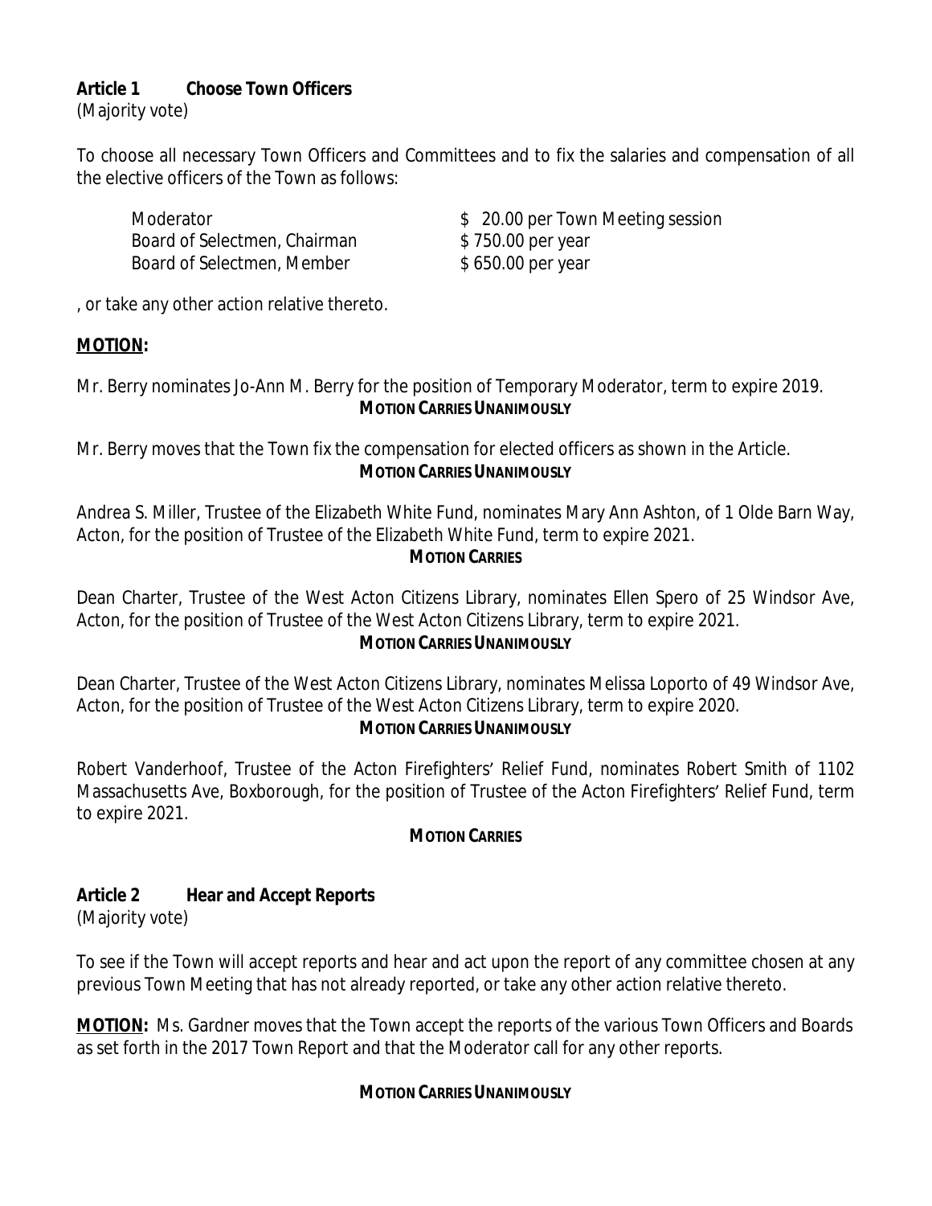**Article 1 Choose Town Officers**

(Majority vote)

To choose all necessary Town Officers and Committees and to fix the salaries and compensation of all the elective officers of the Town as follows:

| | |
|---|---|
| Moderator | $ 20.00 per Town Meeting session |
| Board of Selectmen, Chairman | $ 750.00 per year |
| Board of Selectmen, Member | $ 650.00 per year |

, or take any other action relative thereto.

**MOTION:**

Mr. Berry nominates Jo-Ann M. Berry for the position of Temporary Moderator, term to expire 2019.

**MOTION CARRIES UNANIMOUSLY**

Mr. Berry moves that the Town fix the compensation for elected officers as shown in the Article.

**MOTION CARRIES UNANIMOUSLY**

Andrea S. Miller, Trustee of the Elizabeth White Fund, nominates Mary Ann Ashton, of 1 Olde Barn Way, Acton, for the position of Trustee of the Elizabeth White Fund, term to expire 2021.

**MOTION CARRIES**

Dean Charter, Trustee of the West Acton Citizens Library, nominates Ellen Spero of 25 Windsor Ave, Acton, for the position of Trustee of the West Acton Citizens Library, term to expire 2021.

**MOTION CARRIES UNANIMOUSLY**

Dean Charter, Trustee of the West Acton Citizens Library, nominates Melissa Loporto of 49 Windsor Ave, Acton, for the position of Trustee of the West Acton Citizens Library, term to expire 2020.

**MOTION CARRIES UNANIMOUSLY**

Robert Vanderhoof, Trustee of the Acton Firefighters' Relief Fund, nominates Robert Smith of 1102 Massachusetts Ave, Boxborough, for the position of Trustee of the Acton Firefighters' Relief Fund, term to expire 2021.

**MOTION CARRIES**

**Article 2 Hear and Accept Reports**

(Majority vote)

To see if the Town will accept reports and hear and act upon the report of any committee chosen at any previous Town Meeting that has not already reported, or take any other action relative thereto.

**MOTION:** Ms. Gardner moves that the Town accept the reports of the various Town Officers and Boards as set forth in the 2017 Town Report and that the Moderator call for any other reports.

**MOTION CARRIES UNANIMOUSLY**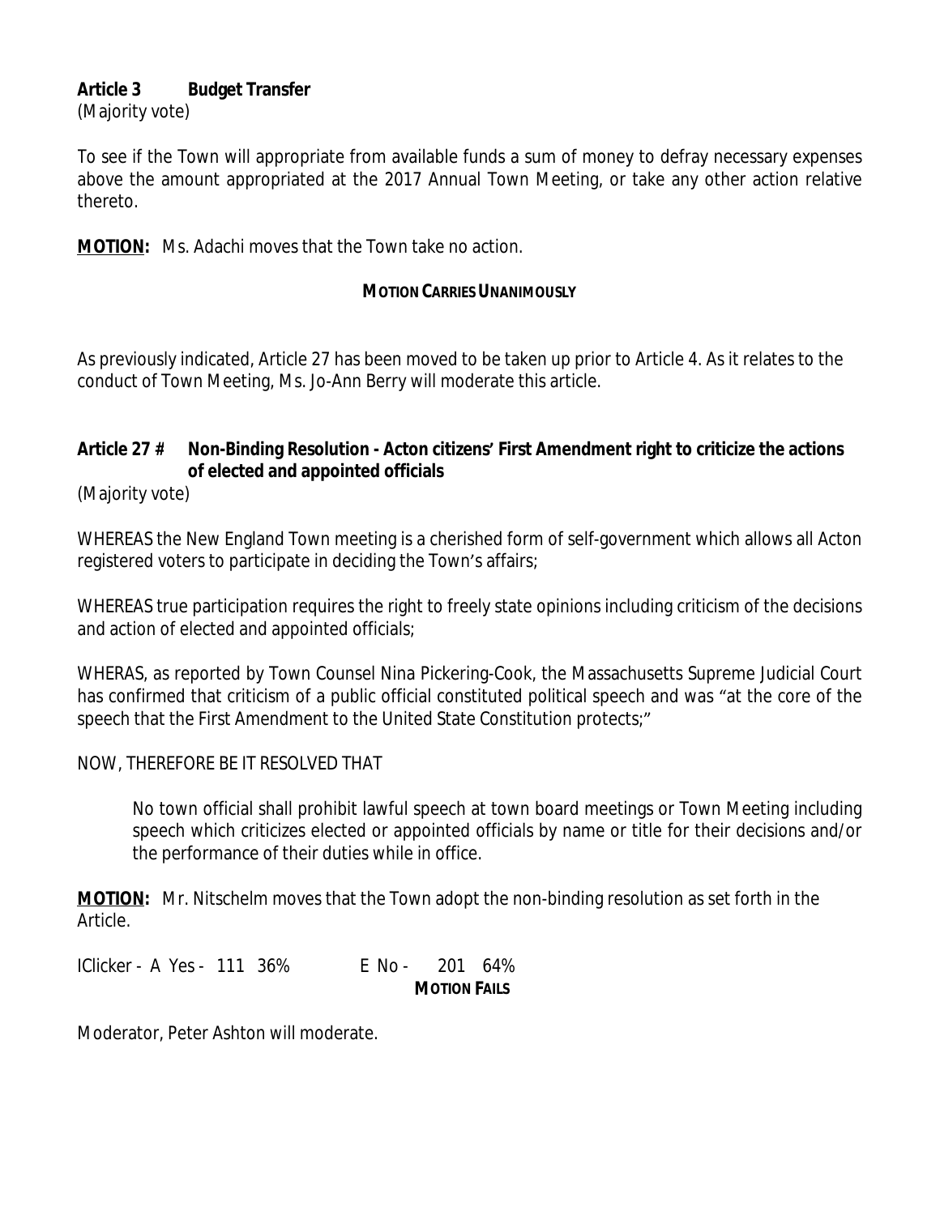**Article 3 Budget Transfer**

(Majority vote)

To see if the Town will appropriate from available funds a sum of money to defray necessary expenses above the amount appropriated at the 2017 Annual Town Meeting, or take any other action relative thereto.

**MOTION:** Ms. Adachi moves that the Town take no action.

**MOTION CARRIES UNANIMOUSLY**

As previously indicated, Article 27 has been moved to be taken up prior to Article 4. As it relates to the conduct of Town Meeting, Ms. Jo-Ann Berry will moderate this article.

**Article 27 # Non-Binding Resolution - Acton citizens' First Amendment right to criticize the actions of elected and appointed officials**

(Majority vote)

WHEREAS the New England Town meeting is a cherished form of self-government which allows all Acton registered voters to participate in deciding the Town's affairs;

WHEREAS true participation requires the right to freely state opinions including criticism of the decisions and action of elected and appointed officials;

WHERAS, as reported by Town Counsel Nina Pickering-Cook, the Massachusetts Supreme Judicial Court has confirmed that criticism of a public official constituted political speech and was "at the core of the speech that the First Amendment to the United State Constitution protects;"

NOW, THEREFORE BE IT RESOLVED THAT

> No town official shall prohibit lawful speech at town board meetings or Town Meeting including speech which criticizes elected or appointed officials by name or title for their decisions and/or the performance of their duties while in office.

**MOTION:** Mr. Nitschelm moves that the Town adopt the non-binding resolution as set forth in the Article.

IClicker - A Yes - 111 36% E No - 201 64%

**MOTION FAILS**

Moderator, Peter Ashton will moderate.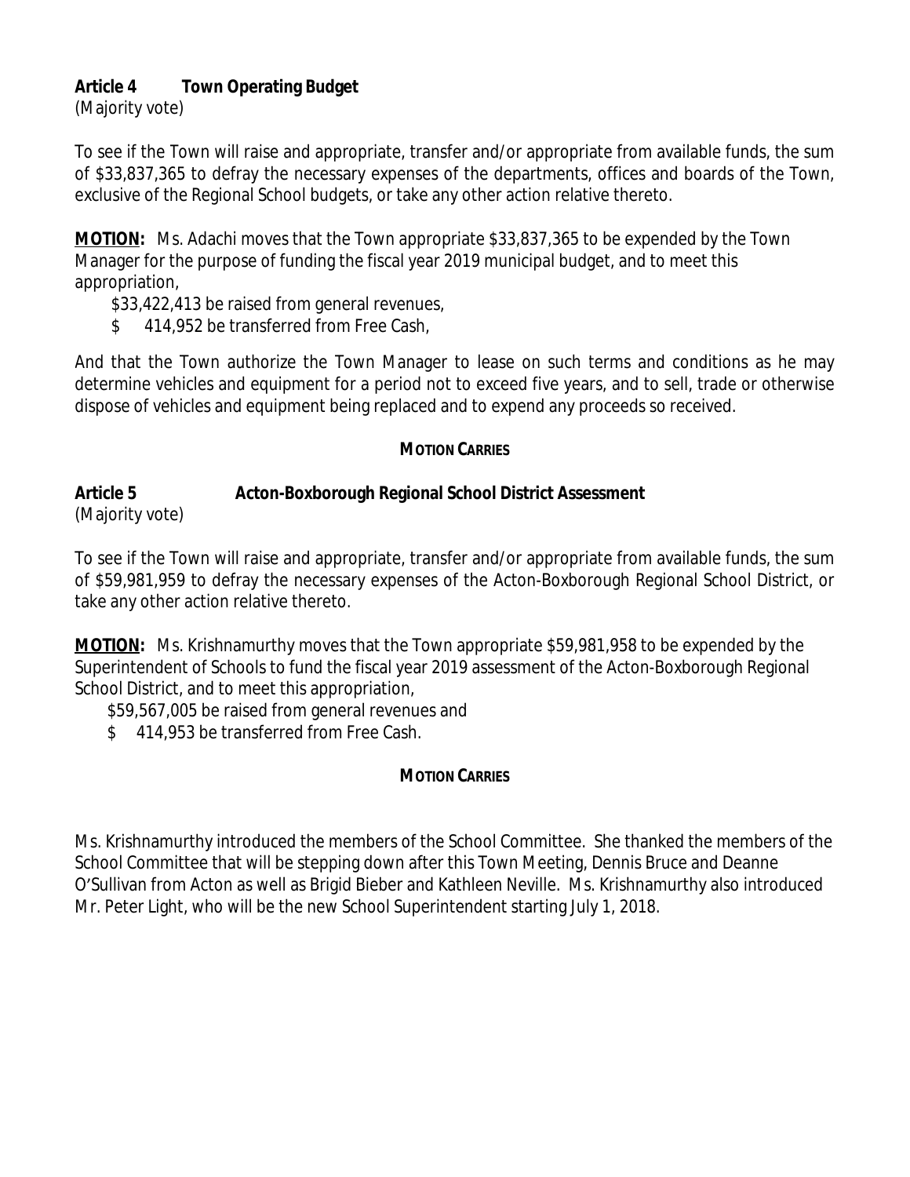**Article 4 Town Operating Budget**

(Majority vote)

To see if the Town will raise and appropriate, transfer and/or appropriate from available funds, the sum of $33,837,365 to defray the necessary expenses of the departments, offices and boards of the Town, exclusive of the Regional School budgets, or take any other action relative thereto.

**MOTION:** Ms. Adachi moves that the Town appropriate $33,837,365 to be expended by the Town Manager for the purpose of funding the fiscal year 2019 municipal budget, and to meet this appropriation,

$33,422,413 be raised from general revenues,

$ 414,952 be transferred from Free Cash,

And that the Town authorize the Town Manager to lease on such terms and conditions as he may determine vehicles and equipment for a period not to exceed five years, and to sell, trade or otherwise dispose of vehicles and equipment being replaced and to expend any proceeds so received.

**MOTION CARRIES**

**Article 5 Acton-Boxborough Regional School District Assessment**

(Majority vote)

To see if the Town will raise and appropriate, transfer and/or appropriate from available funds, the sum of $59,981,959 to defray the necessary expenses of the Acton-Boxborough Regional School District, or take any other action relative thereto.

**MOTION:** Ms. Krishnamurthy moves that the Town appropriate $59,981,958 to be expended by the Superintendent of Schools to fund the fiscal year 2019 assessment of the Acton-Boxborough Regional School District, and to meet this appropriation,

$59,567,005 be raised from general revenues and

$ 414,953 be transferred from Free Cash.

**MOTION CARRIES**

Ms. Krishnamurthy introduced the members of the School Committee. She thanked the members of the School Committee that will be stepping down after this Town Meeting, Dennis Bruce and Deanne O'Sullivan from Acton as well as Brigid Bieber and Kathleen Neville. Ms. Krishnamurthy also introduced Mr. Peter Light, who will be the new School Superintendent starting July 1, 2018.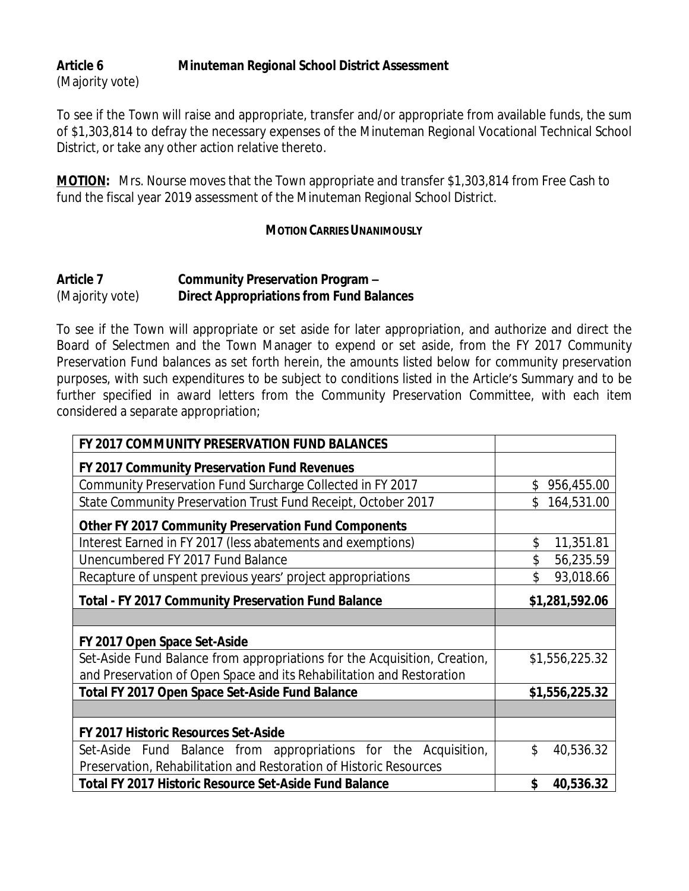**Article 6 Minuteman Regional School District Assessment**
(Majority vote)

To see if the Town will raise and appropriate, transfer and/or appropriate from available funds, the sum of $1,303,814 to defray the necessary expenses of the Minuteman Regional Vocational Technical School District, or take any other action relative thereto.

**MOTION:** Mrs. Nourse moves that the Town appropriate and transfer $1,303,814 from Free Cash to fund the fiscal year 2019 assessment of the Minuteman Regional School District.

**MOTION CARRIES UNANIMOUSLY**

**Article 7 Community Preservation Program –**
(Majority vote) **Direct Appropriations from Fund Balances**

To see if the Town will appropriate or set aside for later appropriation, and authorize and direct the Board of Selectmen and the Town Manager to expend or set aside, from the FY 2017 Community Preservation Fund balances as set forth herein, the amounts listed below for community preservation purposes, with such expenditures to be subject to conditions listed in the Article's Summary and to be further specified in award letters from the Community Preservation Committee, with each item considered a separate appropriation;

| **FY 2017 COMMUNITY PRESERVATION FUND BALANCES** | |
|---|---|
| **FY 2017 Community Preservation Fund Revenues** | |
| Community Preservation Fund Surcharge Collected in FY 2017 | $ 956,455.00 |
| State Community Preservation Trust Fund Receipt, October 2017 | $ 164,531.00 |
| **Other FY 2017 Community Preservation Fund Components** | |
| Interest Earned in FY 2017 (less abatements and exemptions) | $ 11,351.81 |
| Unencumbered FY 2017 Fund Balance | $ 56,235.59 |
| Recapture of unspent previous years' project appropriations | $ 93,018.66 |
| **Total - FY 2017 Community Preservation Fund Balance** | **$1,281,592.06** |
| | |
| **FY 2017 Open Space Set-Aside** | |
| Set-Aside Fund Balance from appropriations for the Acquisition, Creation, and Preservation of Open Space and its Rehabilitation and Restoration | $1,556,225.32 |
| **Total FY 2017 Open Space Set-Aside Fund Balance** | **$1,556,225.32** |
| | |
| **FY 2017 Historic Resources Set-Aside** | |
| Set-Aside Fund Balance from appropriations for the Acquisition, Preservation, Rehabilitation and Restoration of Historic Resources | $ 40,536.32 |
| **Total FY 2017 Historic Resource Set-Aside Fund Balance** | **$ 40,536.32** |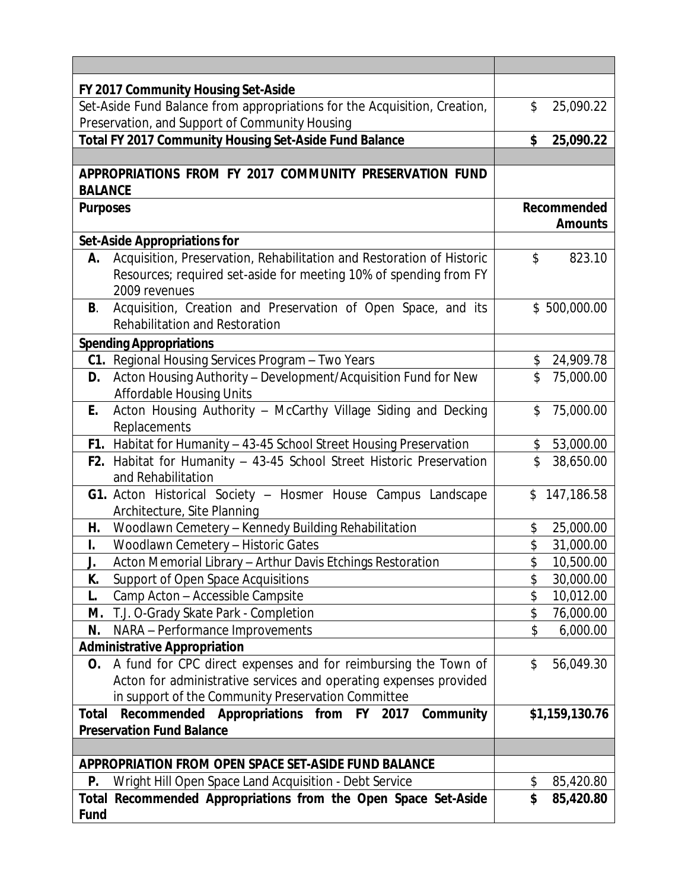| | |
|---|---|
| **FY 2017 Community Housing Set-Aside** | |
| Set-Aside Fund Balance from appropriations for the Acquisition, Creation, Preservation, and Support of Community Housing | $ 25,090.22 |
| **Total FY 2017 Community Housing Set-Aside Fund Balance** | **$ 25,090.22** |
| | |
| **APPROPRIATIONS FROM FY 2017 COMMUNITY PRESERVATION FUND BALANCE** | |
| **Purposes** | **Recommended Amounts** |
| **Set-Aside Appropriations for** | |
| **A.** Acquisition, Preservation, Rehabilitation and Restoration of Historic Resources; required set-aside for meeting 10% of spending from FY 2009 revenues | $ 823.10 |
| **B**. Acquisition, Creation and Preservation of Open Space, and its Rehabilitation and Restoration | $ 500,000.00 |
| **Spending Appropriations** | |
| **C1.** Regional Housing Services Program – Two Years | $ 24,909.78 |
| **D.** Acton Housing Authority – Development/Acquisition Fund for New Affordable Housing Units | $ 75,000.00 |
| **E.** Acton Housing Authority – McCarthy Village Siding and Decking Replacements | $ 75,000.00 |
| **F1.** Habitat for Humanity – 43-45 School Street Housing Preservation | $ 53,000.00 |
| **F2.** Habitat for Humanity – 43-45 School Street Historic Preservation and Rehabilitation | $ 38,650.00 |
| **G1.** Acton Historical Society – Hosmer House Campus Landscape Architecture, Site Planning | $ 147,186.58 |
| **H.** Woodlawn Cemetery – Kennedy Building Rehabilitation | $ 25,000.00 |
| **I.** Woodlawn Cemetery – Historic Gates | $ 31,000.00 |
| **J.** Acton Memorial Library – Arthur Davis Etchings Restoration | $ 10,500.00 |
| **K.** Support of Open Space Acquisitions | $ 30,000.00 |
| **L.** Camp Acton – Accessible Campsite | $ 10,012.00 |
| **M.** T.J. O-Grady Skate Park - Completion | $ 76,000.00 |
| **N.** NARA – Performance Improvements | $ 6,000.00 |
| **Administrative Appropriation** | |
| **O.** A fund for CPC direct expenses and for reimbursing the Town of Acton for administrative services and operating expenses provided in support of the Community Preservation Committee | $ 56,049.30 |
| **Total Recommended Appropriations from FY 2017 Community Preservation Fund Balance** | **$1,159,130.76** |
| | |
| **APPROPRIATION FROM OPEN SPACE SET-ASIDE FUND BALANCE** | |
| **P.** Wright Hill Open Space Land Acquisition - Debt Service | $ 85,420.80 |
| **Total Recommended Appropriations from the Open Space Set-Aside Fund** | **$ 85,420.80** |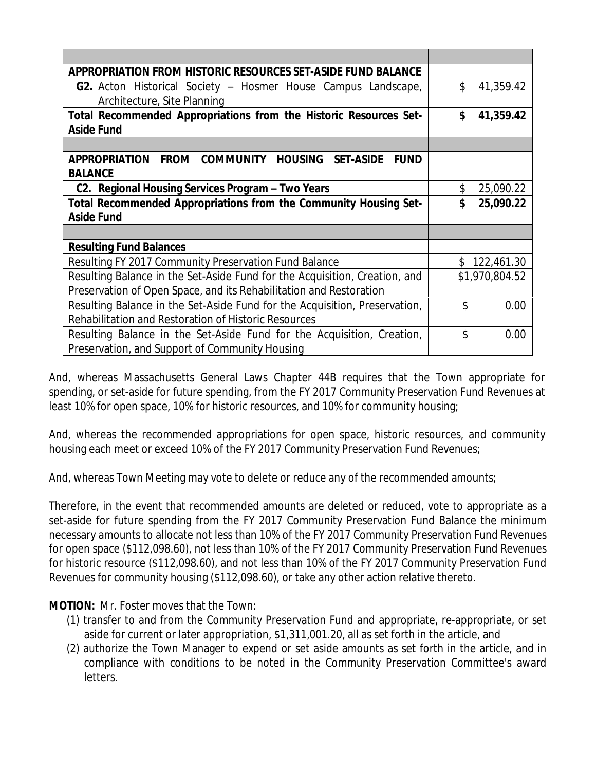| | |
|---|---|
| **APPROPRIATION FROM HISTORIC RESOURCES SET-ASIDE FUND BALANCE** | |
| **G2.** Acton Historical Society – Hosmer House Campus Landscape, Architecture, Site Planning | $ 41,359.42 |
| **Total Recommended Appropriations from the Historic Resources Set-Aside Fund** | **$ 41,359.42** |
| | |
| **APPROPRIATION FROM COMMUNITY HOUSING SET-ASIDE FUND BALANCE** | |
| **C2. Regional Housing Services Program – Two Years** | $ 25,090.22 |
| **Total Recommended Appropriations from the Community Housing Set-Aside Fund** | **$ 25,090.22** |
| | |
| **Resulting Fund Balances** | |
| Resulting FY 2017 Community Preservation Fund Balance | $ 122,461.30 |
| Resulting Balance in the Set-Aside Fund for the Acquisition, Creation, and Preservation of Open Space, and its Rehabilitation and Restoration | $1,970,804.52 |
| Resulting Balance in the Set-Aside Fund for the Acquisition, Preservation, Rehabilitation and Restoration of Historic Resources | $ 0.00 |
| Resulting Balance in the Set-Aside Fund for the Acquisition, Creation, Preservation, and Support of Community Housing | $ 0.00 |

And, whereas Massachusetts General Laws Chapter 44B requires that the Town appropriate for spending, or set-aside for future spending, from the FY 2017 Community Preservation Fund Revenues at least 10% for open space, 10% for historic resources, and 10% for community housing;

And, whereas the recommended appropriations for open space, historic resources, and community housing each meet or exceed 10% of the FY 2017 Community Preservation Fund Revenues;

And, whereas Town Meeting may vote to delete or reduce any of the recommended amounts;

Therefore, in the event that recommended amounts are deleted or reduced, vote to appropriate as a set-aside for future spending from the FY 2017 Community Preservation Fund Balance the minimum necessary amounts to allocate not less than 10% of the FY 2017 Community Preservation Fund Revenues for open space ($112,098.60), not less than 10% of the FY 2017 Community Preservation Fund Revenues for historic resource ($112,098.60), and not less than 10% of the FY 2017 Community Preservation Fund Revenues for community housing ($112,098.60), or take any other action relative thereto.

**MOTION:** Mr. Foster moves that the Town:

(1) transfer to and from the Community Preservation Fund and appropriate, re-appropriate, or set aside for current or later appropriation, $1,311,001.20, all as set forth in the article, and
(2) authorize the Town Manager to expend or set aside amounts as set forth in the article, and in compliance with conditions to be noted in the Community Preservation Committee's award letters.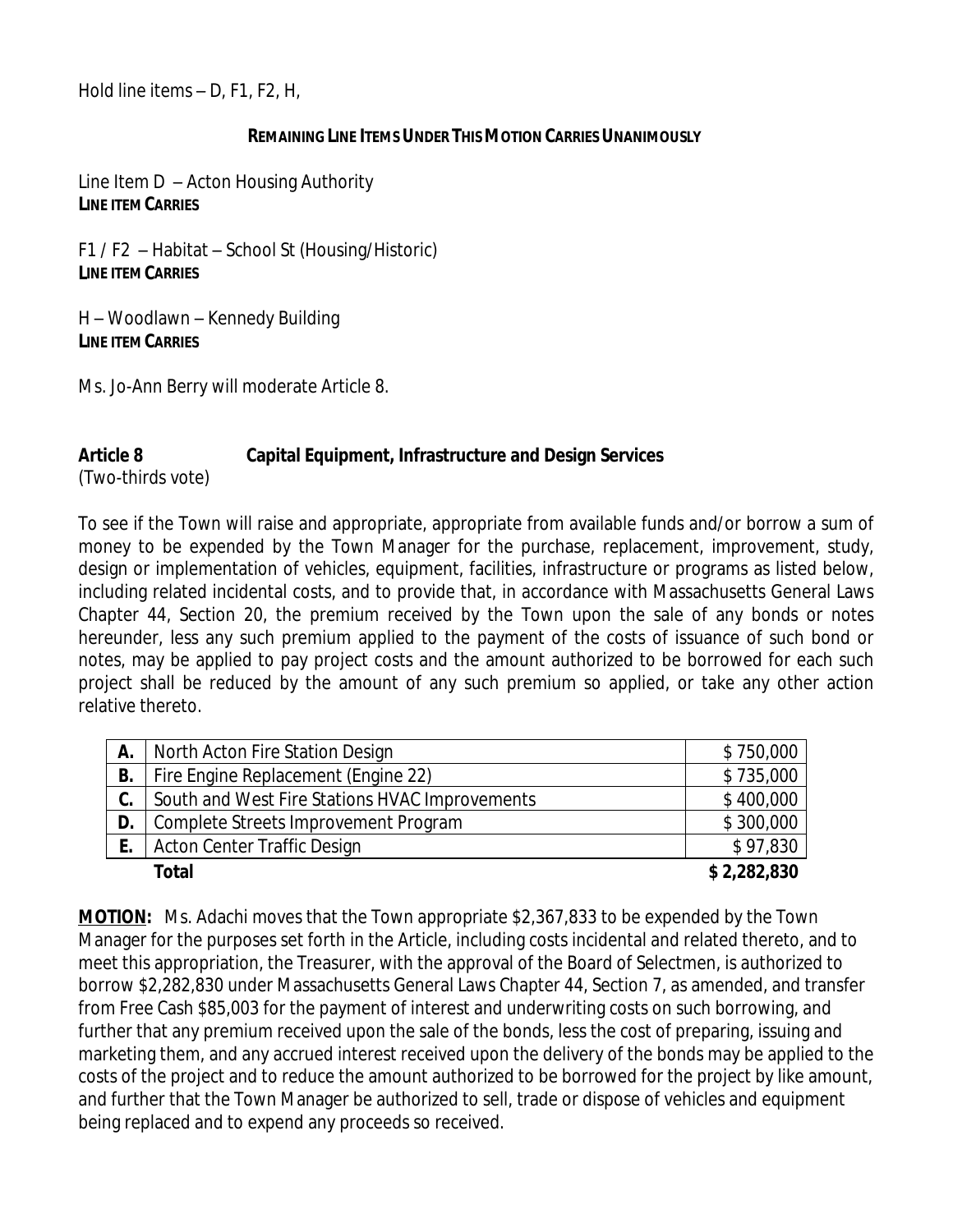Hold line items – D, F1, F2, H,

**REMAINING LINE ITEMS UNDER THIS MOTION CARRIES UNANIMOUSLY**

Line Item D – Acton Housing Authority
**LINE ITEM CARRIES**

F1 / F2 – Habitat – School St (Housing/Historic)
**LINE ITEM CARRIES**

H – Woodlawn – Kennedy Building
**LINE ITEM CARRIES**

Ms. Jo-Ann Berry will moderate Article 8.

**Article 8 Capital Equipment, Infrastructure and Design Services**
(Two-thirds vote)

To see if the Town will raise and appropriate, appropriate from available funds and/or borrow a sum of money to be expended by the Town Manager for the purchase, replacement, improvement, study, design or implementation of vehicles, equipment, facilities, infrastructure or programs as listed below, including related incidental costs, and to provide that, in accordance with Massachusetts General Laws Chapter 44, Section 20, the premium received by the Town upon the sale of any bonds or notes hereunder, less any such premium applied to the payment of the costs of issuance of such bond or notes, may be applied to pay project costs and the amount authorized to be borrowed for each such project shall be reduced by the amount of any such premium so applied, or take any other action relative thereto.

| | | |
|---|---|---|
| **A.** | North Acton Fire Station Design | $ 750,000 |
| **B.** | Fire Engine Replacement (Engine 22) | $ 735,000 |
| **C.** | South and West Fire Stations HVAC Improvements | $ 400,000 |
| **D.** | Complete Streets Improvement Program | $ 300,000 |
| **E.** | Acton Center Traffic Design | $ 97,830 |
| | **Total** | **$ 2,282,830** |

**MOTION:** Ms. Adachi moves that the Town appropriate $2,367,833 to be expended by the Town Manager for the purposes set forth in the Article, including costs incidental and related thereto, and to meet this appropriation, the Treasurer, with the approval of the Board of Selectmen, is authorized to borrow $2,282,830 under Massachusetts General Laws Chapter 44, Section 7, as amended, and transfer from Free Cash $85,003 for the payment of interest and underwriting costs on such borrowing, and further that any premium received upon the sale of the bonds, less the cost of preparing, issuing and marketing them, and any accrued interest received upon the delivery of the bonds may be applied to the costs of the project and to reduce the amount authorized to be borrowed for the project by like amount, and further that the Town Manager be authorized to sell, trade or dispose of vehicles and equipment being replaced and to expend any proceeds so received.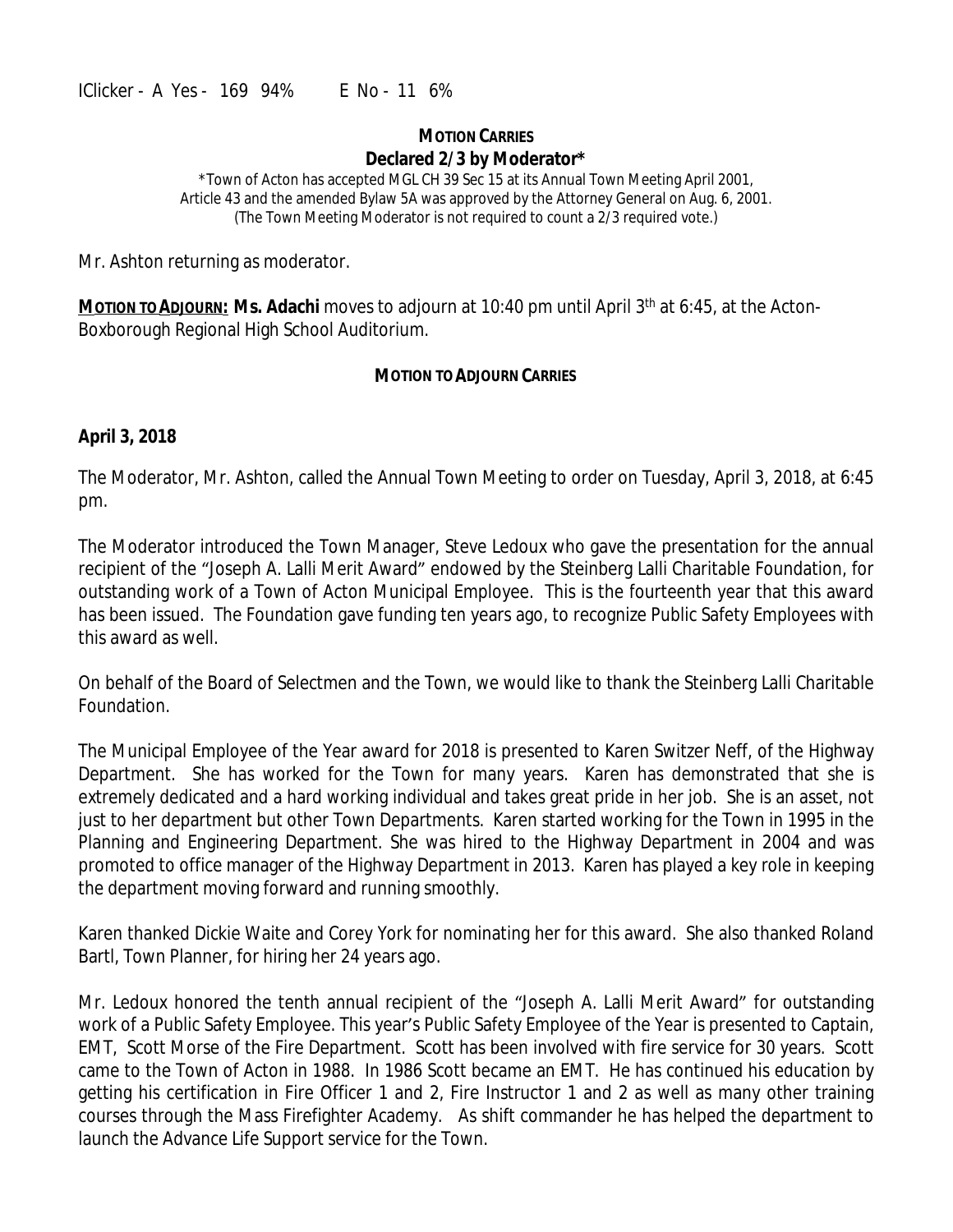IClicker - A Yes - 169 94% E No - 11 6%

**MOTION CARRIES**
**Declared 2/3 by Moderator***

*Town of Acton has accepted MGL CH 39 Sec 15 at its Annual Town Meeting April 2001, Article 43 and the amended Bylaw 5A was approved by the Attorney General on Aug. 6, 2001. (The Town Meeting Moderator is not required to count a 2/3 required vote.)

Mr. Ashton returning as moderator.

**MOTION TO ADJOURN: Ms. Adachi** moves to adjourn at 10:40 pm until April 3th at 6:45, at the Acton-Boxborough Regional High School Auditorium.

**MOTION TO ADJOURN CARRIES**

**April 3, 2018**

The Moderator, Mr. Ashton, called the Annual Town Meeting to order on Tuesday, April 3, 2018, at 6:45 pm.

The Moderator introduced the Town Manager, Steve Ledoux who gave the presentation for the annual recipient of the "Joseph A. Lalli Merit Award" endowed by the Steinberg Lalli Charitable Foundation, for outstanding work of a Town of Acton Municipal Employee. This is the fourteenth year that this award has been issued. The Foundation gave funding ten years ago, to recognize Public Safety Employees with this award as well.

On behalf of the Board of Selectmen and the Town, we would like to thank the Steinberg Lalli Charitable Foundation.

The Municipal Employee of the Year award for 2018 is presented to Karen Switzer Neff, of the Highway Department. She has worked for the Town for many years. Karen has demonstrated that she is extremely dedicated and a hard working individual and takes great pride in her job. She is an asset, not just to her department but other Town Departments. Karen started working for the Town in 1995 in the Planning and Engineering Department. She was hired to the Highway Department in 2004 and was promoted to office manager of the Highway Department in 2013. Karen has played a key role in keeping the department moving forward and running smoothly.

Karen thanked Dickie Waite and Corey York for nominating her for this award. She also thanked Roland Bartl, Town Planner, for hiring her 24 years ago.

Mr. Ledoux honored the tenth annual recipient of the "Joseph A. Lalli Merit Award" for outstanding work of a Public Safety Employee. This year's Public Safety Employee of the Year is presented to Captain, EMT, Scott Morse of the Fire Department. Scott has been involved with fire service for 30 years. Scott came to the Town of Acton in 1988. In 1986 Scott became an EMT. He has continued his education by getting his certification in Fire Officer 1 and 2, Fire Instructor 1 and 2 as well as many other training courses through the Mass Firefighter Academy. As shift commander he has helped the department to launch the Advance Life Support service for the Town.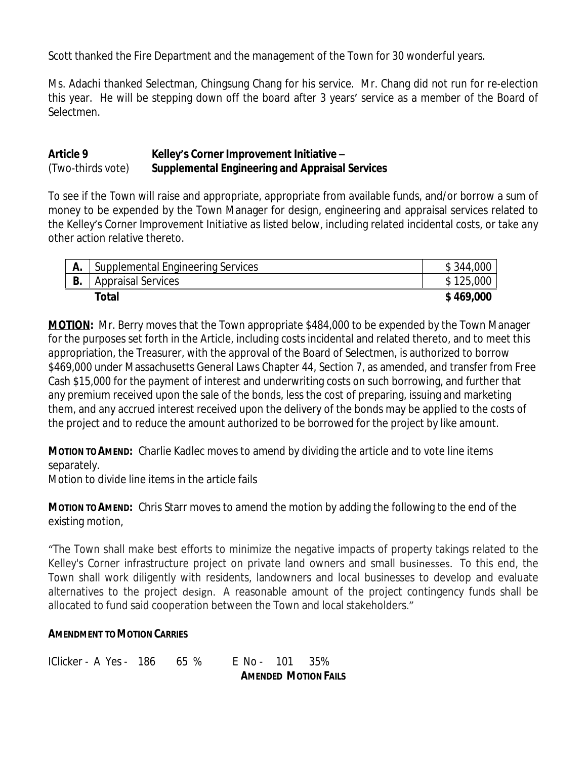Scott thanked the Fire Department and the management of the Town for 30 wonderful years.

Ms. Adachi thanked Selectman, Chingsung Chang for his service. Mr. Chang did not run for re-election this year. He will be stepping down off the board after 3 years' service as a member of the Board of Selectmen.

**Article 9** **Kelley's Corner Improvement Initiative –**
(Two-thirds vote) **Supplemental Engineering and Appraisal Services**

To see if the Town will raise and appropriate, appropriate from available funds, and/or borrow a sum of money to be expended by the Town Manager for design, engineering and appraisal services related to the Kelley's Corner Improvement Initiative as listed below, including related incidental costs, or take any other action relative thereto.

| | | |
|---|---|---|
| **A.** | Supplemental Engineering Services | $ 344,000 |
| **B.** | Appraisal Services | $ 125,000 |
| | **Total** | **$ 469,000** |

**MOTION:** Mr. Berry moves that the Town appropriate $484,000 to be expended by the Town Manager for the purposes set forth in the Article, including costs incidental and related thereto, and to meet this appropriation, the Treasurer, with the approval of the Board of Selectmen, is authorized to borrow $469,000 under Massachusetts General Laws Chapter 44, Section 7, as amended, and transfer from Free Cash $15,000 for the payment of interest and underwriting costs on such borrowing, and further that any premium received upon the sale of the bonds, less the cost of preparing, issuing and marketing them, and any accrued interest received upon the delivery of the bonds may be applied to the costs of the project and to reduce the amount authorized to be borrowed for the project by like amount.

**MOTION TO AMEND:** Charlie Kadlec moves to amend by dividing the article and to vote line items separately.
Motion to divide line items in the article fails

**MOTION TO AMEND:** Chris Starr moves to amend the motion by adding the following to the end of the existing motion,

"The Town shall make best efforts to minimize the negative impacts of property takings related to the Kelley's Corner infrastructure project on private land owners and small businesses. To this end, the Town shall work diligently with residents, landowners and local businesses to develop and evaluate alternatives to the project design. A reasonable amount of the project contingency funds shall be allocated to fund said cooperation between the Town and local stakeholders."

**AMENDMENT TO MOTION CARRIES**

IClicker - A Yes - 186 65 % E No - 101 35%

**AMENDED MOTION FAILS**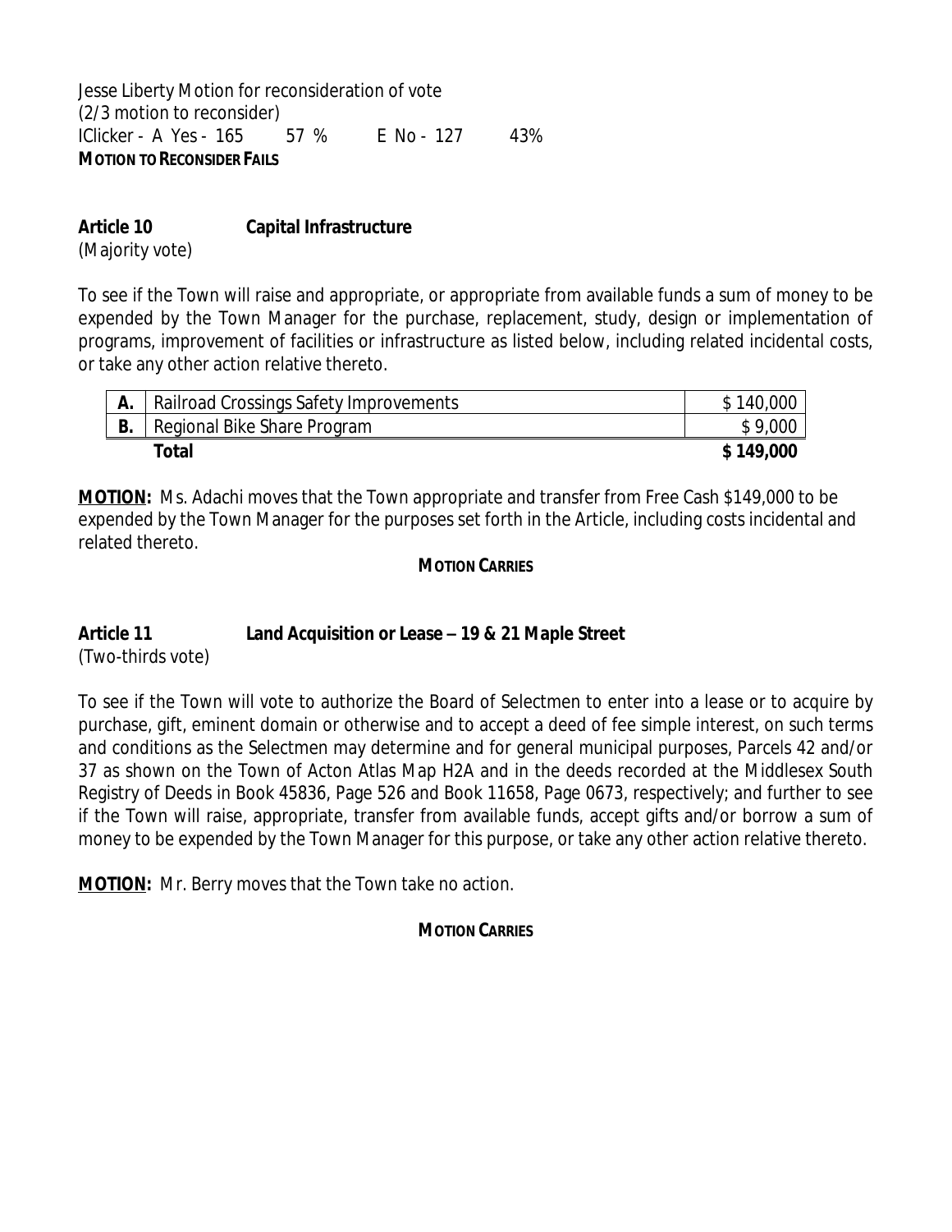Jesse Liberty Motion for reconsideration of vote
(2/3 motion to reconsider)
IClicker - A Yes - 165 57 % E No - 127 43%
**MOTION TO RECONSIDER FAILS**

**Article 10 Capital Infrastructure**
(Majority vote)

To see if the Town will raise and appropriate, or appropriate from available funds a sum of money to be expended by the Town Manager for the purchase, replacement, study, design or implementation of programs, improvement of facilities or infrastructure as listed below, including related incidental costs, or take any other action relative thereto.

| | | |
|---|---|---|
| **A.** | Railroad Crossings Safety Improvements | $ 140,000 |
| **B.** | Regional Bike Share Program | $ 9,000 |
| | **Total** | **$ 149,000** |

**MOTION:** Ms. Adachi moves that the Town appropriate and transfer from Free Cash $149,000 to be expended by the Town Manager for the purposes set forth in the Article, including costs incidental and related thereto.

**MOTION CARRIES**

**Article 11 Land Acquisition or Lease – 19 & 21 Maple Street**
(Two-thirds vote)

To see if the Town will vote to authorize the Board of Selectmen to enter into a lease or to acquire by purchase, gift, eminent domain or otherwise and to accept a deed of fee simple interest, on such terms and conditions as the Selectmen may determine and for general municipal purposes, Parcels 42 and/or 37 as shown on the Town of Acton Atlas Map H2A and in the deeds recorded at the Middlesex South Registry of Deeds in Book 45836, Page 526 and Book 11658, Page 0673, respectively; and further to see if the Town will raise, appropriate, transfer from available funds, accept gifts and/or borrow a sum of money to be expended by the Town Manager for this purpose, or take any other action relative thereto.

**MOTION:** Mr. Berry moves that the Town take no action.

**MOTION CARRIES**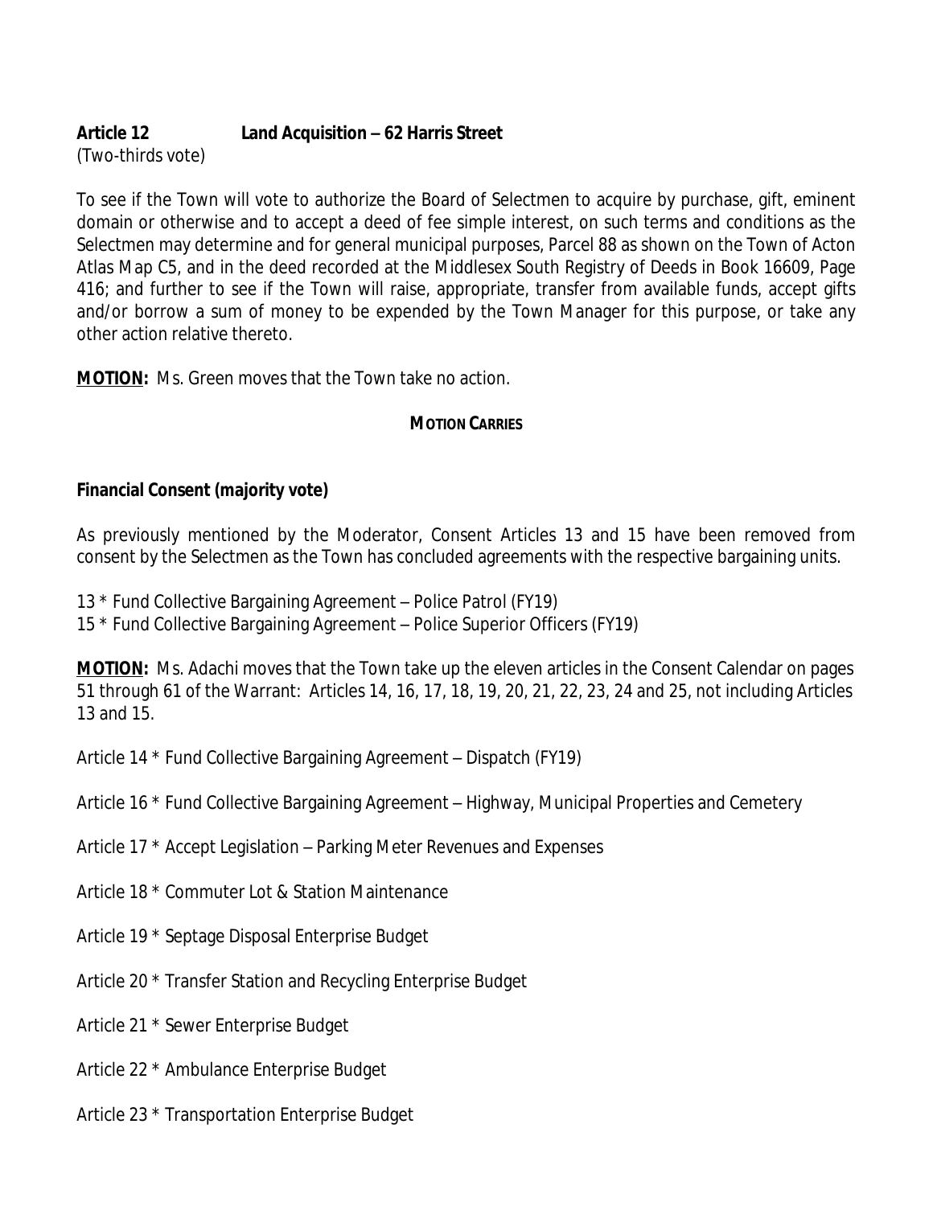**Article 12 Land Acquisition – 62 Harris Street**
(Two-thirds vote)

To see if the Town will vote to authorize the Board of Selectmen to acquire by purchase, gift, eminent domain or otherwise and to accept a deed of fee simple interest, on such terms and conditions as the Selectmen may determine and for general municipal purposes, Parcel 88 as shown on the Town of Acton Atlas Map C5, and in the deed recorded at the Middlesex South Registry of Deeds in Book 16609, Page 416; and further to see if the Town will raise, appropriate, transfer from available funds, accept gifts and/or borrow a sum of money to be expended by the Town Manager for this purpose, or take any other action relative thereto.

**MOTION:** Ms. Green moves that the Town take no action.

**MOTION CARRIES**

**Financial Consent (majority vote)**

As previously mentioned by the Moderator, Consent Articles 13 and 15 have been removed from consent by the Selectmen as the Town has concluded agreements with the respective bargaining units.

13 * Fund Collective Bargaining Agreement – Police Patrol (FY19)
15 * Fund Collective Bargaining Agreement – Police Superior Officers (FY19)

**MOTION:** Ms. Adachi moves that the Town take up the eleven articles in the Consent Calendar on pages 51 through 61 of the Warrant: Articles 14, 16, 17, 18, 19, 20, 21, 22, 23, 24 and 25, not including Articles 13 and 15.

Article 14 * Fund Collective Bargaining Agreement – Dispatch (FY19)

Article 16 * Fund Collective Bargaining Agreement – Highway, Municipal Properties and Cemetery

Article 17 * Accept Legislation – Parking Meter Revenues and Expenses

Article 18 * Commuter Lot & Station Maintenance

Article 19 * Septage Disposal Enterprise Budget

Article 20 * Transfer Station and Recycling Enterprise Budget

Article 21 * Sewer Enterprise Budget

Article 22 * Ambulance Enterprise Budget

Article 23 * Transportation Enterprise Budget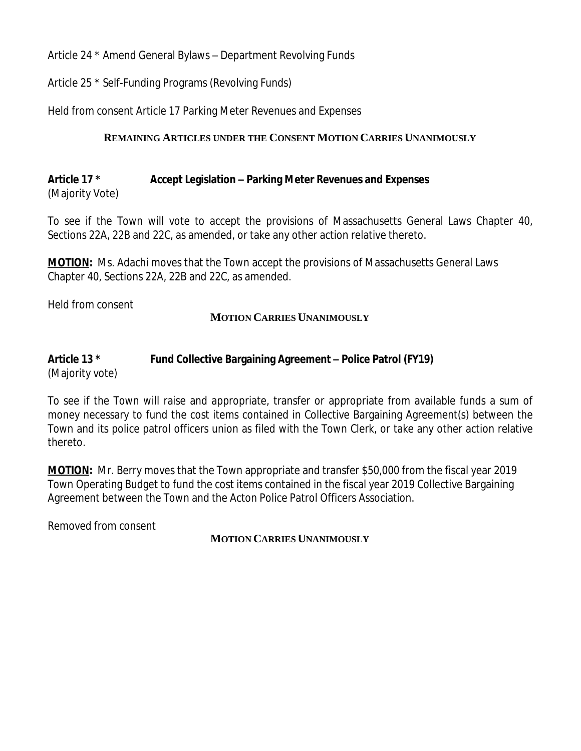Article 24 * Amend General Bylaws – Department Revolving Funds

Article 25 * Self-Funding Programs (Revolving Funds)

Held from consent Article 17 Parking Meter Revenues and Expenses

**REMAINING ARTICLES UNDER THE CONSENT MOTION CARRIES UNANIMOUSLY**

**Article 17 * Accept Legislation – Parking Meter Revenues and Expenses**
(Majority Vote)

To see if the Town will vote to accept the provisions of Massachusetts General Laws Chapter 40, Sections 22A, 22B and 22C, as amended, or take any other action relative thereto.

**MOTION:** Ms. Adachi moves that the Town accept the provisions of Massachusetts General Laws Chapter 40, Sections 22A, 22B and 22C, as amended.

Held from consent

**MOTION CARRIES UNANIMOUSLY**

**Article 13 * Fund Collective Bargaining Agreement – Police Patrol (FY19)**
(Majority vote)

To see if the Town will raise and appropriate, transfer or appropriate from available funds a sum of money necessary to fund the cost items contained in Collective Bargaining Agreement(s) between the Town and its police patrol officers union as filed with the Town Clerk, or take any other action relative thereto.

**MOTION:** Mr. Berry moves that the Town appropriate and transfer $50,000 from the fiscal year 2019 Town Operating Budget to fund the cost items contained in the fiscal year 2019 Collective Bargaining Agreement between the Town and the Acton Police Patrol Officers Association.

Removed from consent

**MOTION CARRIES UNANIMOUSLY**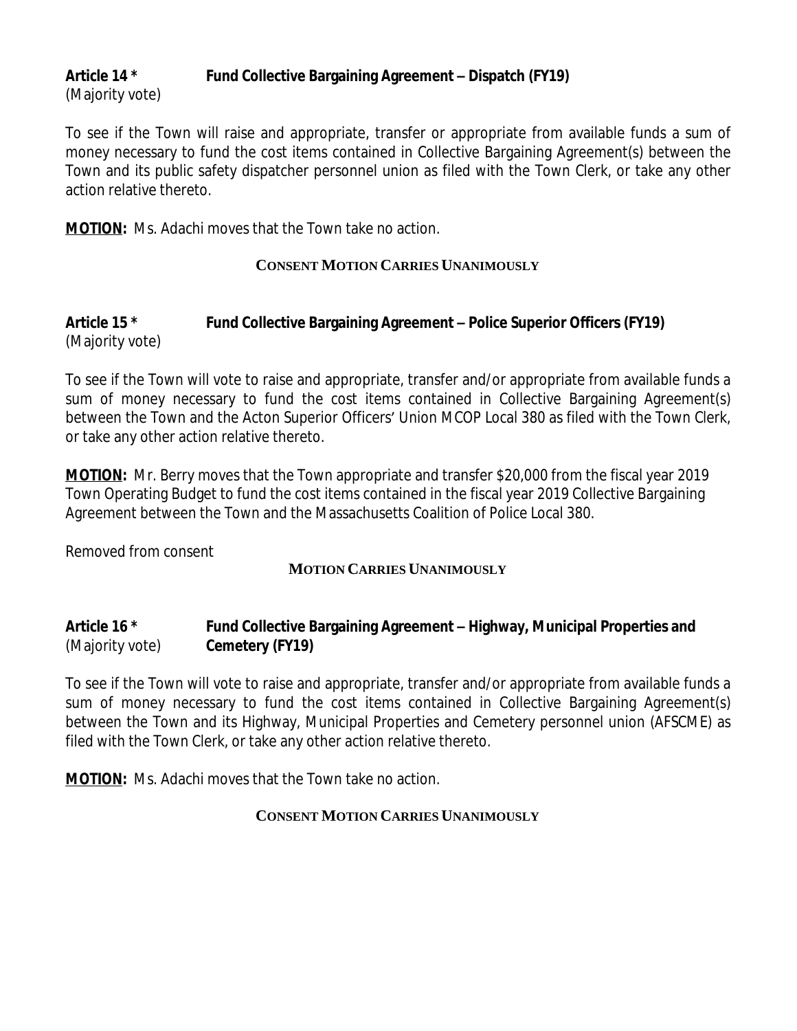**Article 14 *** **Fund Collective Bargaining Agreement – Dispatch (FY19)**
(Majority vote)

To see if the Town will raise and appropriate, transfer or appropriate from available funds a sum of money necessary to fund the cost items contained in Collective Bargaining Agreement(s) between the Town and its public safety dispatcher personnel union as filed with the Town Clerk, or take any other action relative thereto.

**MOTION:** Ms. Adachi moves that the Town take no action.

**CONSENT MOTION CARRIES UNANIMOUSLY**

**Article 15 *** **Fund Collective Bargaining Agreement – Police Superior Officers (FY19)**
(Majority vote)

To see if the Town will vote to raise and appropriate, transfer and/or appropriate from available funds a sum of money necessary to fund the cost items contained in Collective Bargaining Agreement(s) between the Town and the Acton Superior Officers' Union MCOP Local 380 as filed with the Town Clerk, or take any other action relative thereto.

**MOTION:** Mr. Berry moves that the Town appropriate and transfer $20,000 from the fiscal year 2019 Town Operating Budget to fund the cost items contained in the fiscal year 2019 Collective Bargaining Agreement between the Town and the Massachusetts Coalition of Police Local 380.

Removed from consent

**MOTION CARRIES UNANIMOUSLY**

**Article 16 *** **Fund Collective Bargaining Agreement – Highway, Municipal Properties and Cemetery (FY19)**
(Majority vote)

To see if the Town will vote to raise and appropriate, transfer and/or appropriate from available funds a sum of money necessary to fund the cost items contained in Collective Bargaining Agreement(s) between the Town and its Highway, Municipal Properties and Cemetery personnel union (AFSCME) as filed with the Town Clerk, or take any other action relative thereto.

**MOTION:** Ms. Adachi moves that the Town take no action.

**CONSENT MOTION CARRIES UNANIMOUSLY**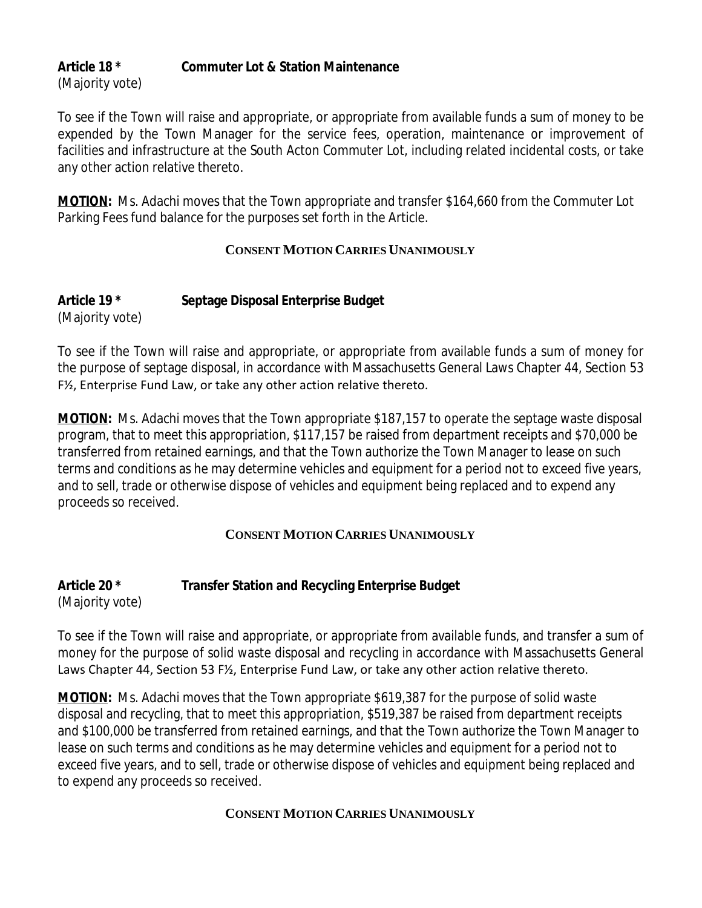**Article 18 \*** **Commuter Lot & Station Maintenance**
*(Majority vote)*

To see if the Town will raise and appropriate, or appropriate from available funds a sum of money to be expended by the Town Manager for the service fees, operation, maintenance or improvement of facilities and infrastructure at the South Acton Commuter Lot, including related incidental costs, or take any other action relative thereto.

**MOTION:** Ms. Adachi moves that the Town appropriate and transfer $164,660 from the Commuter Lot Parking Fees fund balance for the purposes set forth in the Article.

**CONSENT MOTION CARRIES UNANIMOUSLY**

**Article 19 \*** **Septage Disposal Enterprise Budget**
*(Majority vote)*

To see if the Town will raise and appropriate, or appropriate from available funds a sum of money for the purpose of septage disposal, in accordance with Massachusetts General Laws Chapter 44, Section 53 F½, Enterprise Fund Law, or take any other action relative thereto.

**MOTION:** Ms. Adachi moves that the Town appropriate $187,157 to operate the septage waste disposal program, that to meet this appropriation, $117,157 be raised from department receipts and $70,000 be transferred from retained earnings, and that the Town authorize the Town Manager to lease on such terms and conditions as he may determine vehicles and equipment for a period not to exceed five years, and to sell, trade or otherwise dispose of vehicles and equipment being replaced and to expend any proceeds so received.

**CONSENT MOTION CARRIES UNANIMOUSLY**

**Article 20 \*** **Transfer Station and Recycling Enterprise Budget**
*(Majority vote)*

To see if the Town will raise and appropriate, or appropriate from available funds, and transfer a sum of money for the purpose of solid waste disposal and recycling in accordance with Massachusetts General Laws Chapter 44, Section 53 F½, Enterprise Fund Law, or take any other action relative thereto.

**MOTION:** Ms. Adachi moves that the Town appropriate $619,387 for the purpose of solid waste disposal and recycling, that to meet this appropriation, $519,387 be raised from department receipts and $100,000 be transferred from retained earnings, and that the Town authorize the Town Manager to lease on such terms and conditions as he may determine vehicles and equipment for a period not to exceed five years, and to sell, trade or otherwise dispose of vehicles and equipment being replaced and to expend any proceeds so received.

**CONSENT MOTION CARRIES UNANIMOUSLY**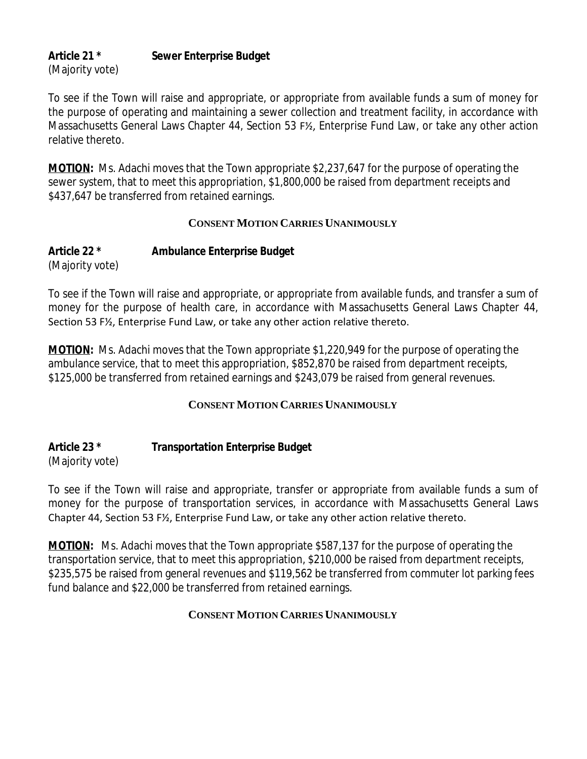**Article 21 * Sewer Enterprise Budget**
(Majority vote)

To see if the Town will raise and appropriate, or appropriate from available funds a sum of money for the purpose of operating and maintaining a sewer collection and treatment facility, in accordance with Massachusetts General Laws Chapter 44, Section 53 F½, Enterprise Fund Law, or take any other action relative thereto.

**MOTION:** Ms. Adachi moves that the Town appropriate $2,237,647 for the purpose of operating the sewer system, that to meet this appropriation, $1,800,000 be raised from department receipts and $437,647 be transferred from retained earnings.

**CONSENT MOTION CARRIES UNANIMOUSLY**

**Article 22 * Ambulance Enterprise Budget**
(Majority vote)

To see if the Town will raise and appropriate, or appropriate from available funds, and transfer a sum of money for the purpose of health care, in accordance with Massachusetts General Laws Chapter 44, Section 53 F½, Enterprise Fund Law, or take any other action relative thereto.

**MOTION:** Ms. Adachi moves that the Town appropriate $1,220,949 for the purpose of operating the ambulance service, that to meet this appropriation, $852,870 be raised from department receipts, $125,000 be transferred from retained earnings and $243,079 be raised from general revenues.

**CONSENT MOTION CARRIES UNANIMOUSLY**

**Article 23 * Transportation Enterprise Budget**
(Majority vote)

To see if the Town will raise and appropriate, transfer or appropriate from available funds a sum of money for the purpose of transportation services, in accordance with Massachusetts General Laws Chapter 44, Section 53 F½, Enterprise Fund Law, or take any other action relative thereto.

**MOTION:** Ms. Adachi moves that the Town appropriate $587,137 for the purpose of operating the transportation service, that to meet this appropriation, $210,000 be raised from department receipts, $235,575 be raised from general revenues and $119,562 be transferred from commuter lot parking fees fund balance and $22,000 be transferred from retained earnings.

**CONSENT MOTION CARRIES UNANIMOUSLY**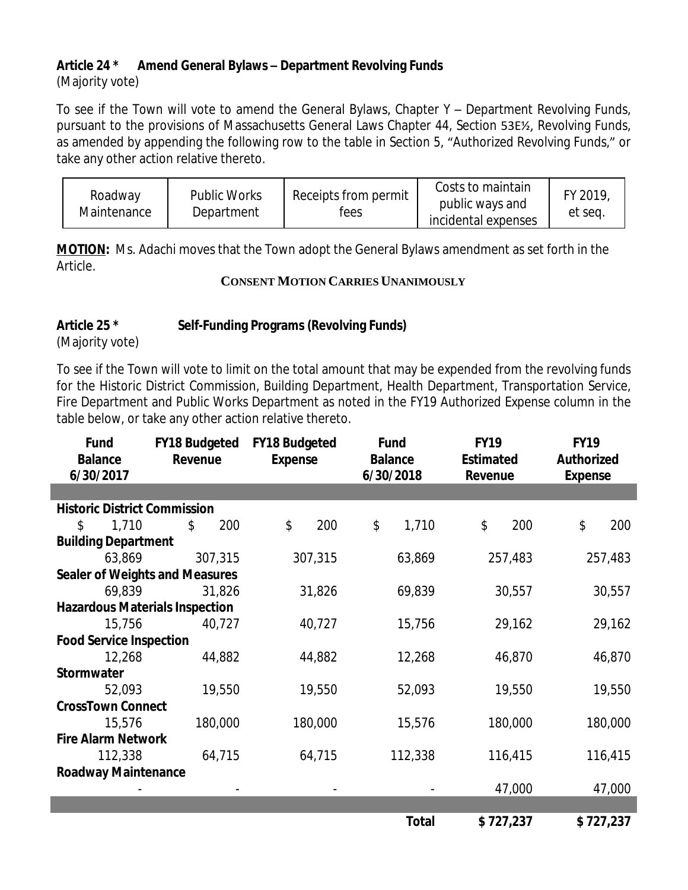**Article 24 * Amend General Bylaws – Department Revolving Funds**
(Majority vote)

To see if the Town will vote to amend the General Bylaws, Chapter Y – Department Revolving Funds, pursuant to the provisions of Massachusetts General Laws Chapter 44, Section 53E½, Revolving Funds, as amended by appending the following row to the table in Section 5, "Authorized Revolving Funds," or take any other action relative thereto.

| Roadway Maintenance | Public Works Department | Receipts from permit fees | Costs to maintain public ways and incidental expenses | FY 2019, et seq. |
|---|---|---|---|---|

**MOTION:** Ms. Adachi moves that the Town adopt the General Bylaws amendment as set forth in the Article.

**CONSENT MOTION CARRIES UNANIMOUSLY**

**Article 25 * Self-Funding Programs (Revolving Funds)**
(Majority vote)

To see if the Town will vote to limit on the total amount that may be expended from the revolving funds for the Historic District Commission, Building Department, Health Department, Transportation Service, Fire Department and Public Works Department as noted in the FY19 Authorized Expense column in the table below, or take any other action relative thereto.

| Fund Balance 6/30/2017 | FY18 Budgeted Revenue | FY18 Budgeted Expense | Fund Balance 6/30/2018 | FY19 Estimated Revenue | FY19 Authorized Expense |
|---|---|---|---|---|---|
| **Historic District Commission** | | | | | |
| $ 1,710 | $ 200 | $ 200 | $ 1,710 | $ 200 | $ 200 |
| **Building Department** | | | | | |
| 63,869 | 307,315 | 307,315 | 63,869 | 257,483 | 257,483 |
| **Sealer of Weights and Measures** | | | | | |
| 69,839 | 31,826 | 31,826 | 69,839 | 30,557 | 30,557 |
| **Hazardous Materials Inspection** | | | | | |
| 15,756 | 40,727 | 40,727 | 15,756 | 29,162 | 29,162 |
| **Food Service Inspection** | | | | | |
| 12,268 | 44,882 | 44,882 | 12,268 | 46,870 | 46,870 |
| **Stormwater** | | | | | |
| 52,093 | 19,550 | 19,550 | 52,093 | 19,550 | 19,550 |
| **CrossTown Connect** | | | | | |
| 15,576 | 180,000 | 180,000 | 15,576 | 180,000 | 180,000 |
| **Fire Alarm Network** | | | | | |
| 112,338 | 64,715 | 64,715 | 112,338 | 116,415 | 116,415 |
| **Roadway Maintenance** | | | | | |
| - | - | - | - | 47,000 | 47,000 |
| | | | **Total** | **$ 727,237** | **$ 727,237** |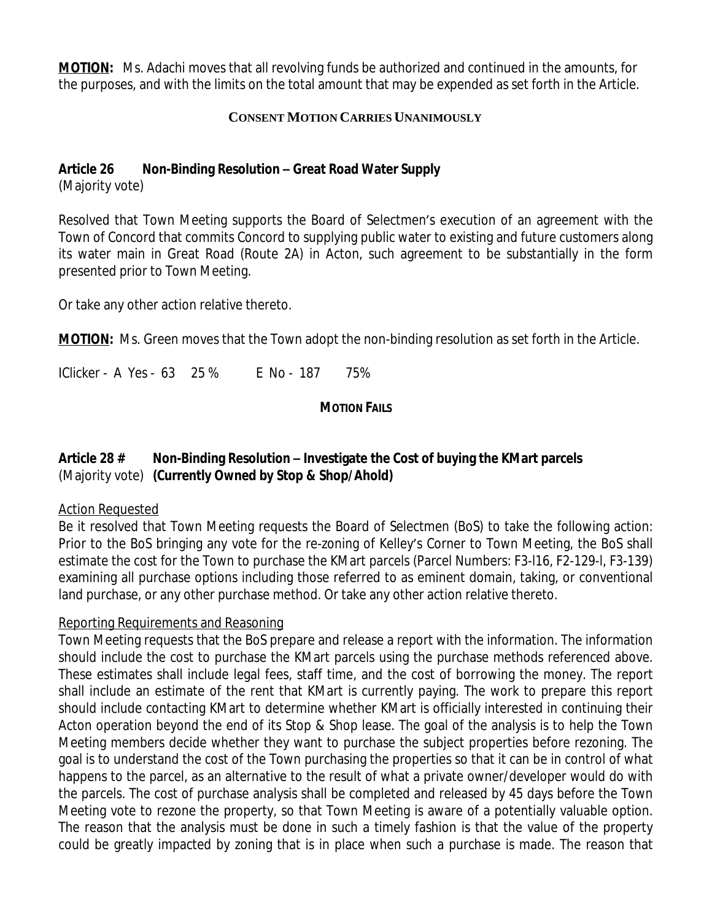**MOTION:** Ms. Adachi moves that all revolving funds be authorized and continued in the amounts, for the purposes, and with the limits on the total amount that may be expended as set forth in the Article.

**CONSENT MOTION CARRIES UNANIMOUSLY**

**Article 26 Non-Binding Resolution – Great Road Water Supply**
(Majority vote)

Resolved that Town Meeting supports the Board of Selectmen's execution of an agreement with the Town of Concord that commits Concord to supplying public water to existing and future customers along its water main in Great Road (Route 2A) in Acton, such agreement to be substantially in the form presented prior to Town Meeting.

Or take any other action relative thereto.

**MOTION:** Ms. Green moves that the Town adopt the non-binding resolution as set forth in the Article.

IClicker - A Yes - 63 25 % E No - 187 75%

**MOTION FAILS**

**Article 28 # Non-Binding Resolution – Investigate the Cost of buying the KMart parcels**
(Majority vote) **(Currently Owned by Stop & Shop/Ahold)**

Action Requested

Be it resolved that Town Meeting requests the Board of Selectmen (BoS) to take the following action: Prior to the BoS bringing any vote for the re-zoning of Kelley's Corner to Town Meeting, the BoS shall estimate the cost for the Town to purchase the KMart parcels (Parcel Numbers: F3-l16, F2-129-l, F3-139) examining all purchase options including those referred to as eminent domain, taking, or conventional land purchase, or any other purchase method. Or take any other action relative thereto.

Reporting Requirements and Reasoning

Town Meeting requests that the BoS prepare and release a report with the information. The information should include the cost to purchase the KMart parcels using the purchase methods referenced above. These estimates shall include legal fees, staff time, and the cost of borrowing the money. The report shall include an estimate of the rent that KMart is currently paying. The work to prepare this report should include contacting KMart to determine whether KMart is officially interested in continuing their Acton operation beyond the end of its Stop & Shop lease. The goal of the analysis is to help the Town Meeting members decide whether they want to purchase the subject properties before rezoning. The goal is to understand the cost of the Town purchasing the properties so that it can be in control of what happens to the parcel, as an alternative to the result of what a private owner/developer would do with the parcels. The cost of purchase analysis shall be completed and released by 45 days before the Town Meeting vote to rezone the property, so that Town Meeting is aware of a potentially valuable option. The reason that the analysis must be done in such a timely fashion is that the value of the property could be greatly impacted by zoning that is in place when such a purchase is made. The reason that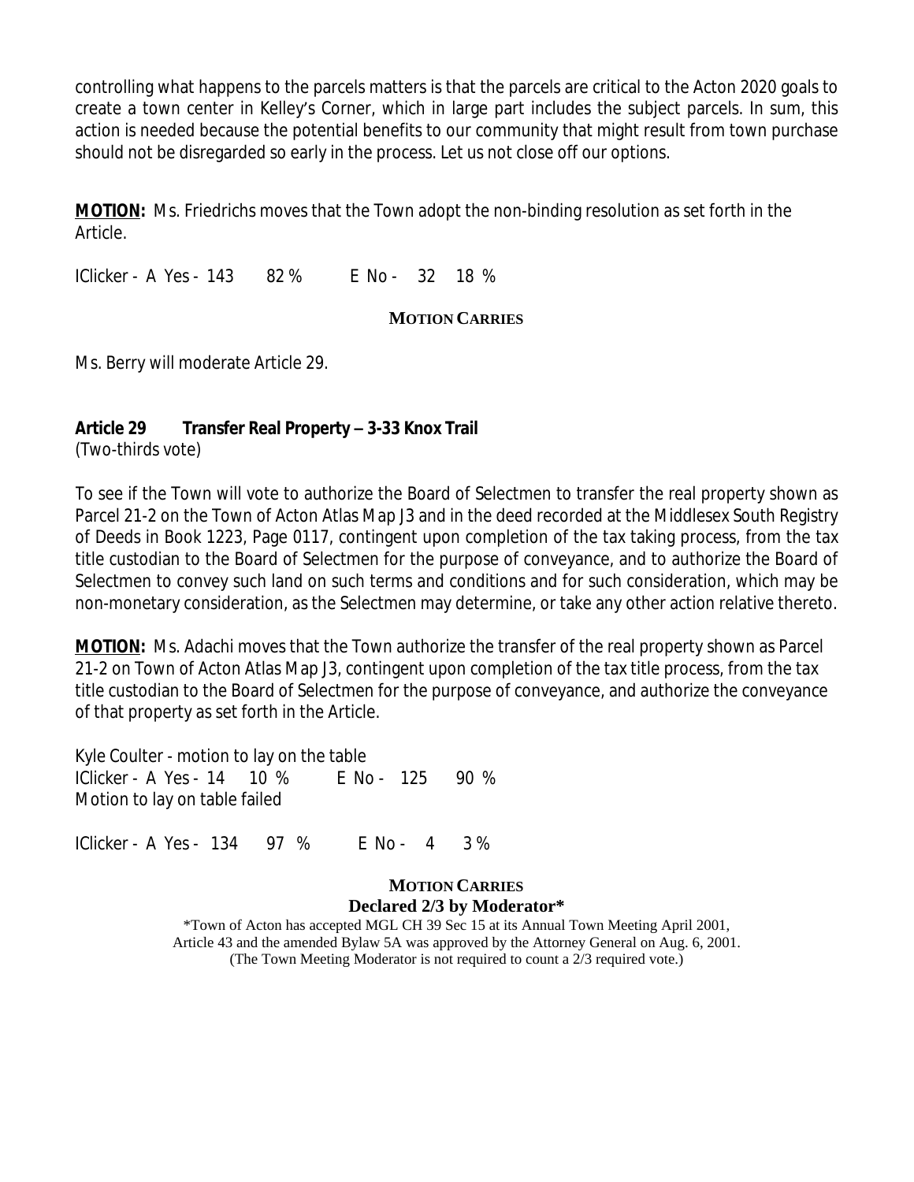controlling what happens to the parcels matters is that the parcels are critical to the Acton 2020 goals to create a town center in Kelley's Corner, which in large part includes the subject parcels. In sum, this action is needed because the potential benefits to our community that might result from town purchase should not be disregarded so early in the process. Let us not close off our options.

**MOTION:** Ms. Friedrichs moves that the Town adopt the non-binding resolution as set forth in the Article.

IClicker - A Yes - 143 82 % E No - 32 18 %

**MOTION CARRIES**

Ms. Berry will moderate Article 29.

**Article 29 Transfer Real Property – 3-33 Knox Trail**
(Two-thirds vote)

To see if the Town will vote to authorize the Board of Selectmen to transfer the real property shown as Parcel 21-2 on the Town of Acton Atlas Map J3 and in the deed recorded at the Middlesex South Registry of Deeds in Book 1223, Page 0117, contingent upon completion of the tax taking process, from the tax title custodian to the Board of Selectmen for the purpose of conveyance, and to authorize the Board of Selectmen to convey such land on such terms and conditions and for such consideration, which may be non-monetary consideration, as the Selectmen may determine, or take any other action relative thereto.

**MOTION:** Ms. Adachi moves that the Town authorize the transfer of the real property shown as Parcel 21-2 on Town of Acton Atlas Map J3, contingent upon completion of the tax title process, from the tax title custodian to the Board of Selectmen for the purpose of conveyance, and authorize the conveyance of that property as set forth in the Article.

Kyle Coulter - motion to lay on the table
IClicker - A Yes - 14 10 % E No - 125 90 %
Motion to lay on table failed

IClicker - A Yes - 134 97 % E No - 4 3 %

**MOTION CARRIES**
**Declared 2/3 by Moderator***

*Town of Acton has accepted MGL CH 39 Sec 15 at its Annual Town Meeting April 2001, Article 43 and the amended Bylaw 5A was approved by the Attorney General on Aug. 6, 2001. (The Town Meeting Moderator is not required to count a 2/3 required vote.)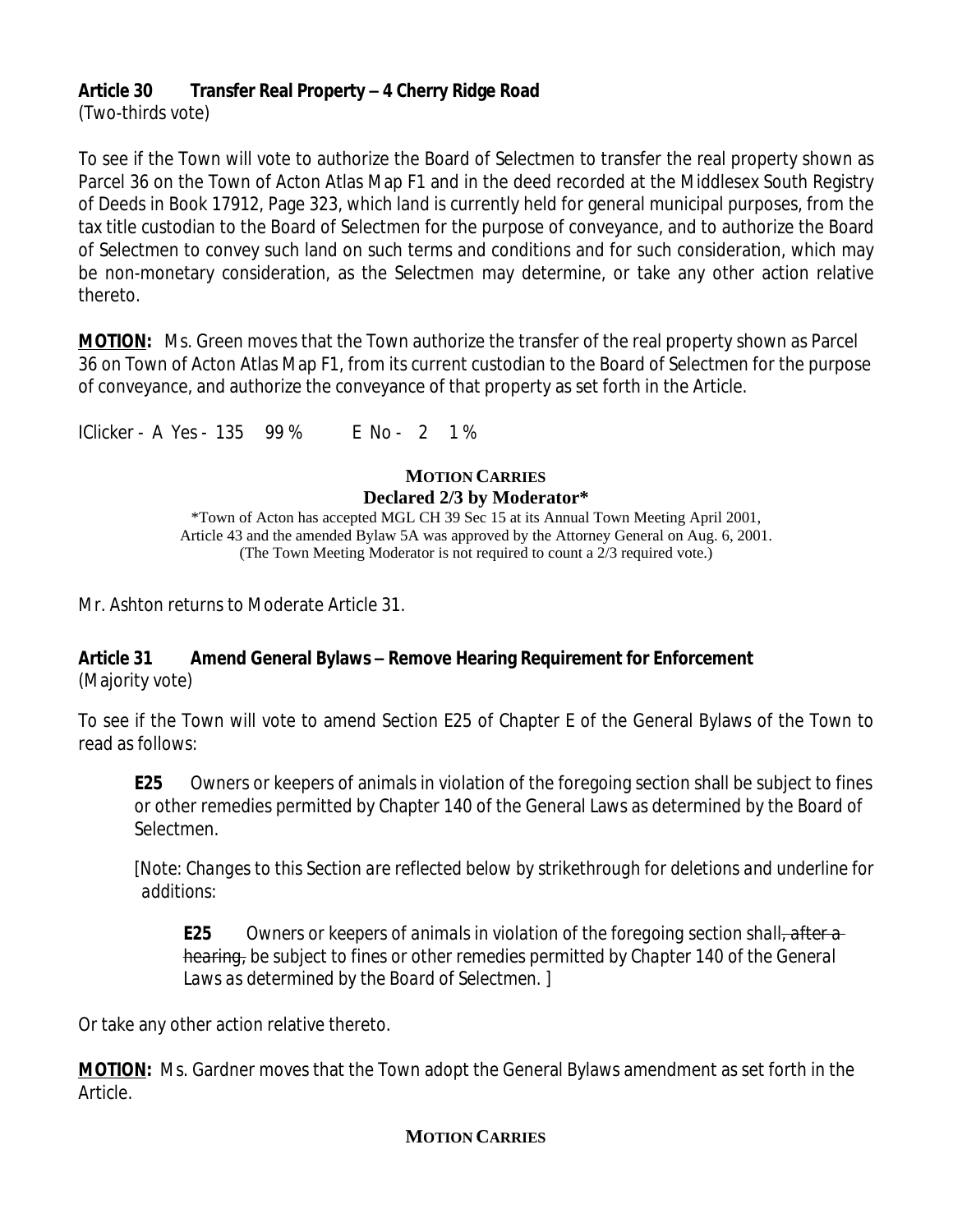**Article 30 Transfer Real Property – 4 Cherry Ridge Road**
(Two-thirds vote)

To see if the Town will vote to authorize the Board of Selectmen to transfer the real property shown as Parcel 36 on the Town of Acton Atlas Map F1 and in the deed recorded at the Middlesex South Registry of Deeds in Book 17912, Page 323, which land is currently held for general municipal purposes, from the tax title custodian to the Board of Selectmen for the purpose of conveyance, and to authorize the Board of Selectmen to convey such land on such terms and conditions and for such consideration, which may be non-monetary consideration, as the Selectmen may determine, or take any other action relative thereto.

**MOTION:** Ms. Green moves that the Town authorize the transfer of the real property shown as Parcel 36 on Town of Acton Atlas Map F1, from its current custodian to the Board of Selectmen for the purpose of conveyance, and authorize the conveyance of that property as set forth in the Article.

IClicker - A Yes - 135 99 % E No - 2 1 %

**MOTION CARRIES**
**Declared 2/3 by Moderator***

*Town of Acton has accepted MGL CH 39 Sec 15 at its Annual Town Meeting April 2001, Article 43 and the amended Bylaw 5A was approved by the Attorney General on Aug. 6, 2001. (The Town Meeting Moderator is not required to count a 2/3 required vote.)

Mr. Ashton returns to Moderate Article 31.

**Article 31 Amend General Bylaws – Remove Hearing Requirement for Enforcement**
(Majority vote)

To see if the Town will vote to amend Section E25 of Chapter E of the General Bylaws of the Town to read as follows:

> **E25** Owners or keepers of animals in violation of the foregoing section shall be subject to fines or other remedies permitted by Chapter 140 of the General Laws as determined by the Board of Selectmen.
>
> *[Note: Changes to this Section are reflected below by strikethrough for deletions and underline for additions:*
>
> > ***E25*** *Owners or keepers of animals in violation of the foregoing section shall~~, after a hearing,~~ be subject to fines or other remedies permitted by Chapter 140 of the General Laws as determined by the Board of Selectmen. ]*

Or take any other action relative thereto.

**MOTION:** Ms. Gardner moves that the Town adopt the General Bylaws amendment as set forth in the Article.

**MOTION CARRIES**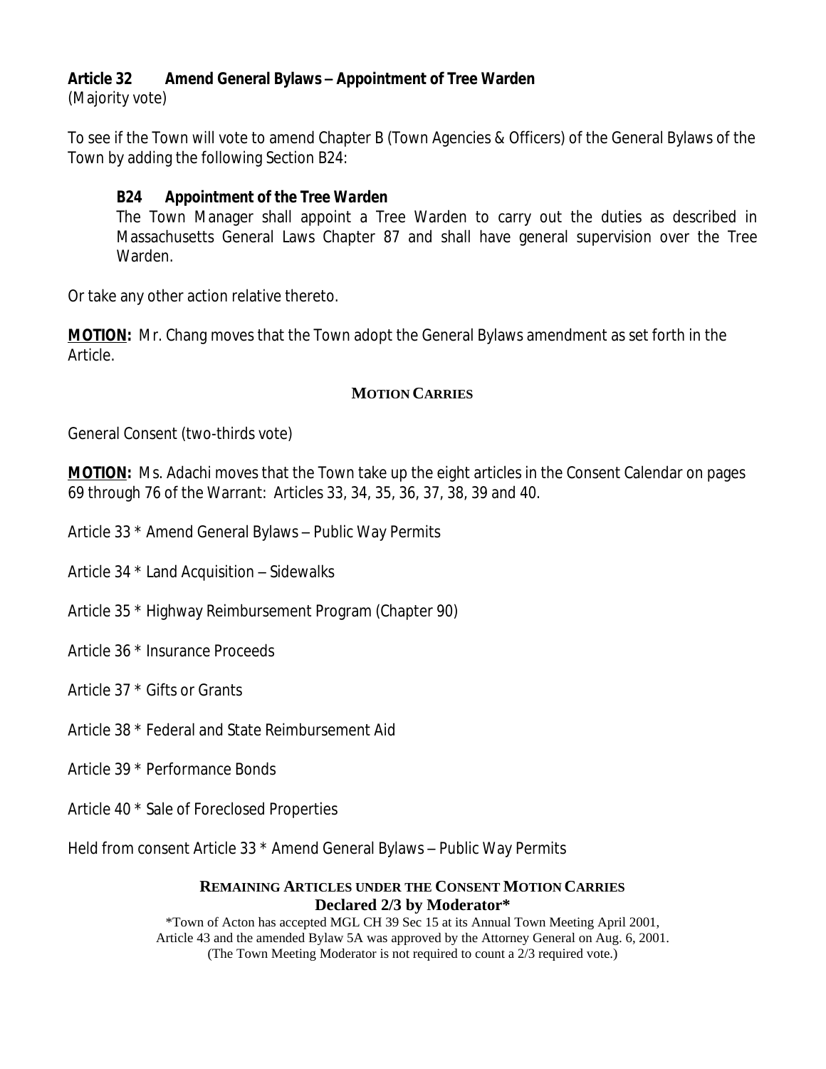**Article 32 Amend General Bylaws – Appointment of Tree Warden**
(Majority vote)

To see if the Town will vote to amend Chapter B (Town Agencies & Officers) of the General Bylaws of the Town by adding the following Section B24:

> ***B24 Appointment of the Tree Warden***
> The Town Manager shall appoint a Tree Warden to carry out the duties as described in Massachusetts General Laws Chapter 87 and shall have general supervision over the Tree Warden.

Or take any other action relative thereto.

**MOTION:** Mr. Chang moves that the Town adopt the General Bylaws amendment as set forth in the Article.

**MOTION CARRIES**

General Consent (two-thirds vote)

**MOTION:** Ms. Adachi moves that the Town take up the eight articles in the Consent Calendar on pages 69 through 76 of the Warrant: Articles 33, 34, 35, 36, 37, 38, 39 and 40.

Article 33 * Amend General Bylaws – Public Way Permits

Article 34 * Land Acquisition – Sidewalks

Article 35 * Highway Reimbursement Program (Chapter 90)

Article 36 * Insurance Proceeds

Article 37 * Gifts or Grants

Article 38 * Federal and State Reimbursement Aid

Article 39 * Performance Bonds

Article 40 * Sale of Foreclosed Properties

Held from consent Article 33 * Amend General Bylaws – Public Way Permits

**REMAINING ARTICLES UNDER THE CONSENT MOTION CARRIES**
**Declared 2/3 by Moderator***

*Town of Acton has accepted MGL CH 39 Sec 15 at its Annual Town Meeting April 2001, Article 43 and the amended Bylaw 5A was approved by the Attorney General on Aug. 6, 2001. (The Town Meeting Moderator is not required to count a 2/3 required vote.)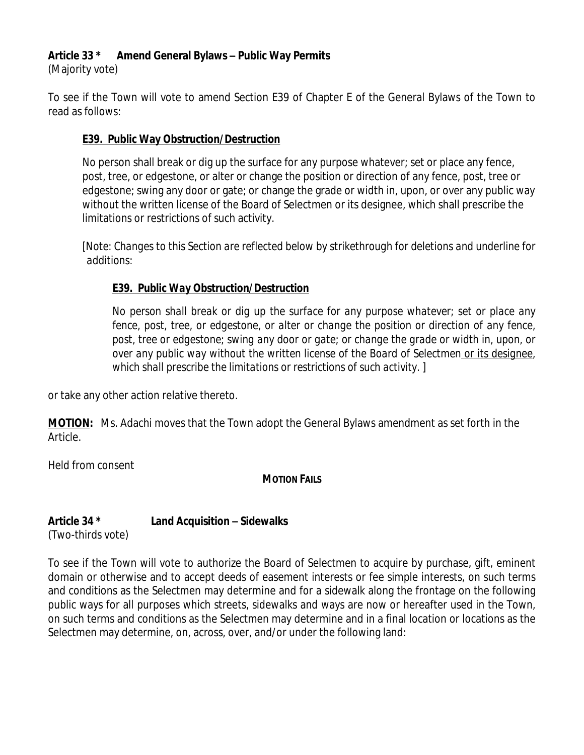**Article 33 \*  Amend General Bylaws – Public Way Permits**
(Majority vote)

To see if the Town will vote to amend Section E39 of Chapter E of the General Bylaws of the Town to read as follows:

> **E39. Public Way Obstruction/Destruction**
>
> No person shall break or dig up the surface for any purpose whatever; set or place any fence, post, tree, or edgestone, or alter or change the position or direction of any fence, post, tree or edgestone; swing any door or gate; or change the grade or width in, upon, or over any public way without the written license of the Board of Selectmen or its designee, which shall prescribe the limitations or restrictions of such activity.
>
> *[Note: Changes to this Section are reflected below by strikethrough for deletions and underline for additions:*
>
> > ***E39. Public Way Obstruction/Destruction***
> >
> > *No person shall break or dig up the surface for any purpose whatever; set or place any fence, post, tree, or edgestone, or alter or change the position or direction of any fence, post, tree or edgestone; swing any door or gate; or change the grade or width in, upon, or over any public way without the written license of the Board of Selectmen <u>or its designee</u>, which shall prescribe the limitations or restrictions of such activity. ]*

or take any other action relative thereto.

**<u>MOTION</u>:** Ms. Adachi moves that the Town adopt the General Bylaws amendment as set forth in the Article.

Held from consent

**MOTION FAILS**

**Article 34 \*  Land Acquisition – Sidewalks**
(Two-thirds vote)

To see if the Town will vote to authorize the Board of Selectmen to acquire by purchase, gift, eminent domain or otherwise and to accept deeds of easement interests or fee simple interests, on such terms and conditions as the Selectmen may determine and for a sidewalk along the frontage on the following public ways for all purposes which streets, sidewalks and ways are now or hereafter used in the Town, on such terms and conditions as the Selectmen may determine and in a final location or locations as the Selectmen may determine, on, across, over, and/or under the following land: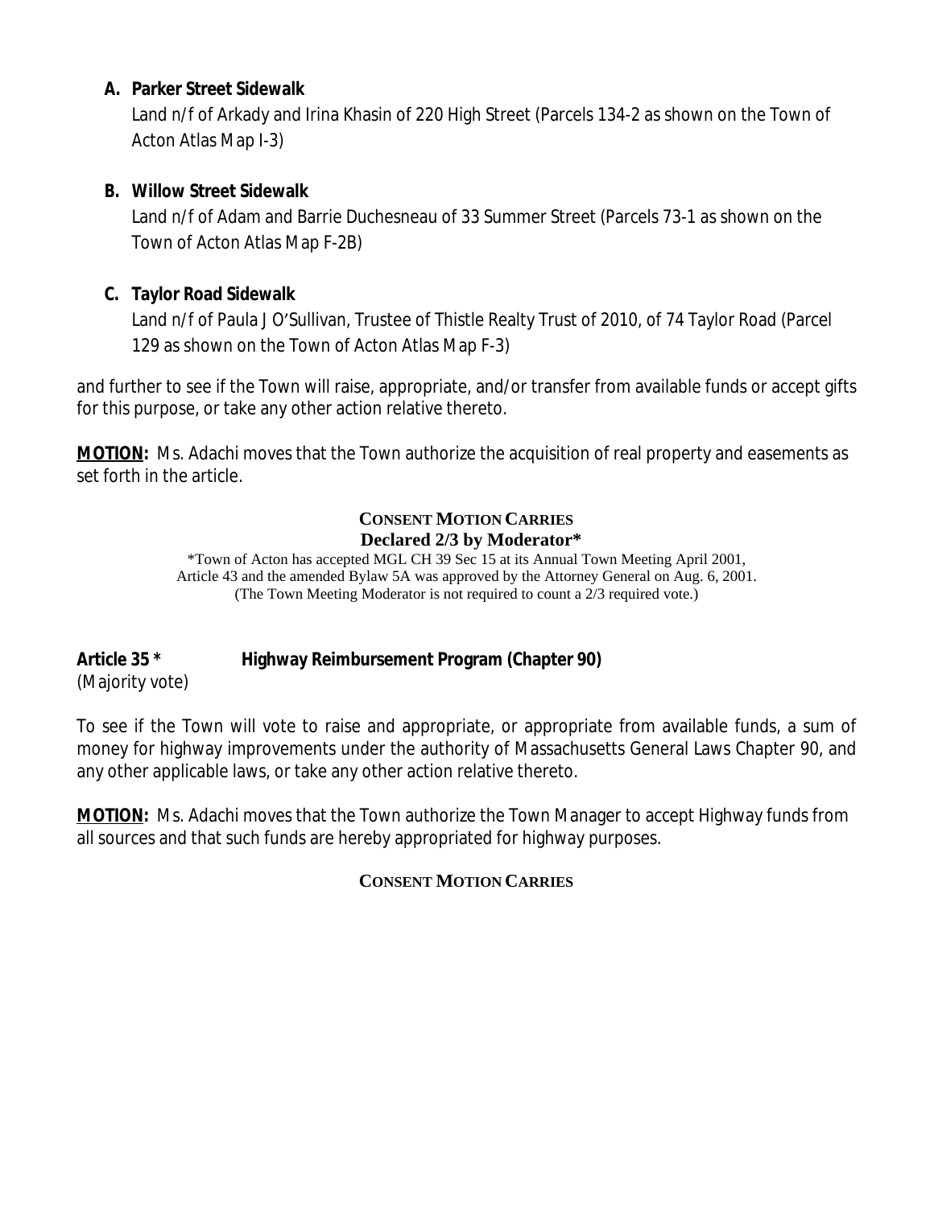**A. Parker Street Sidewalk**

Land n/f of Arkady and Irina Khasin of 220 High Street (Parcels 134-2 as shown on the Town of Acton Atlas Map I-3)

**B. Willow Street Sidewalk**

Land n/f of Adam and Barrie Duchesneau of 33 Summer Street (Parcels 73-1 as shown on the Town of Acton Atlas Map F-2B)

**C. Taylor Road Sidewalk**

Land n/f of Paula J O'Sullivan, Trustee of Thistle Realty Trust of 2010, of 74 Taylor Road (Parcel 129 as shown on the Town of Acton Atlas Map F-3)

and further to see if the Town will raise, appropriate, and/or transfer from available funds or accept gifts for this purpose, or take any other action relative thereto.

**MOTION:** Ms. Adachi moves that the Town authorize the acquisition of real property and easements as set forth in the article.

**CONSENT MOTION CARRIES**
**Declared 2/3 by Moderator***

*Town of Acton has accepted MGL CH 39 Sec 15 at its Annual Town Meeting April 2001, Article 43 and the amended Bylaw 5A was approved by the Attorney General on Aug. 6, 2001. (The Town Meeting Moderator is not required to count a 2/3 required vote.)

**Article 35 * Highway Reimbursement Program (Chapter 90)**
(Majority vote)

To see if the Town will vote to raise and appropriate, or appropriate from available funds, a sum of money for highway improvements under the authority of Massachusetts General Laws Chapter 90, and any other applicable laws, or take any other action relative thereto.

**MOTION:** Ms. Adachi moves that the Town authorize the Town Manager to accept Highway funds from all sources and that such funds are hereby appropriated for highway purposes.

**CONSENT MOTION CARRIES**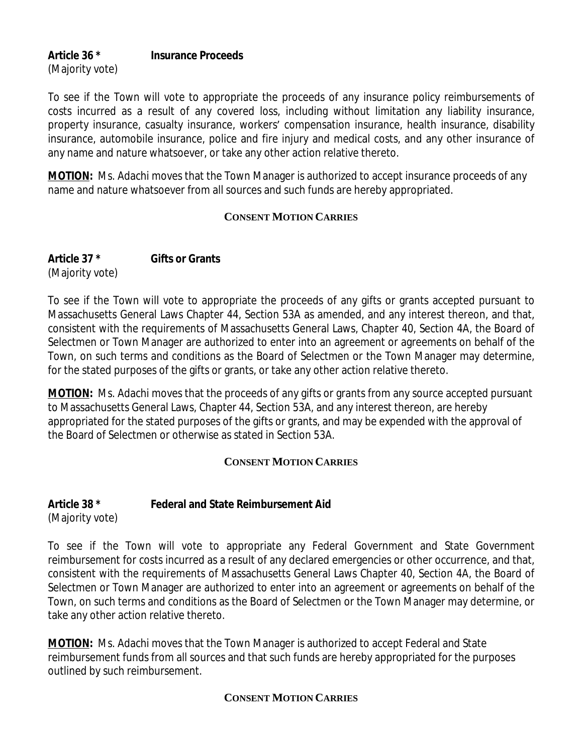**Article 36 * Insurance Proceeds**
(Majority vote)

To see if the Town will vote to appropriate the proceeds of any insurance policy reimbursements of costs incurred as a result of any covered loss, including without limitation any liability insurance, property insurance, casualty insurance, workers' compensation insurance, health insurance, disability insurance, automobile insurance, police and fire injury and medical costs, and any other insurance of any name and nature whatsoever, or take any other action relative thereto.

**MOTION:** Ms. Adachi moves that the Town Manager is authorized to accept insurance proceeds of any name and nature whatsoever from all sources and such funds are hereby appropriated.

**CONSENT MOTION CARRIES**

**Article 37 * Gifts or Grants**
(Majority vote)

To see if the Town will vote to appropriate the proceeds of any gifts or grants accepted pursuant to Massachusetts General Laws Chapter 44, Section 53A as amended, and any interest thereon, and that, consistent with the requirements of Massachusetts General Laws, Chapter 40, Section 4A, the Board of Selectmen or Town Manager are authorized to enter into an agreement or agreements on behalf of the Town, on such terms and conditions as the Board of Selectmen or the Town Manager may determine, for the stated purposes of the gifts or grants, or take any other action relative thereto.

**MOTION:** Ms. Adachi moves that the proceeds of any gifts or grants from any source accepted pursuant to Massachusetts General Laws, Chapter 44, Section 53A, and any interest thereon, are hereby appropriated for the stated purposes of the gifts or grants, and may be expended with the approval of the Board of Selectmen or otherwise as stated in Section 53A.

**CONSENT MOTION CARRIES**

**Article 38 * Federal and State Reimbursement Aid**
(Majority vote)

To see if the Town will vote to appropriate any Federal Government and State Government reimbursement for costs incurred as a result of any declared emergencies or other occurrence, and that, consistent with the requirements of Massachusetts General Laws Chapter 40, Section 4A, the Board of Selectmen or Town Manager are authorized to enter into an agreement or agreements on behalf of the Town, on such terms and conditions as the Board of Selectmen or the Town Manager may determine, or take any other action relative thereto.

**MOTION:** Ms. Adachi moves that the Town Manager is authorized to accept Federal and State reimbursement funds from all sources and that such funds are hereby appropriated for the purposes outlined by such reimbursement.

**CONSENT MOTION CARRIES**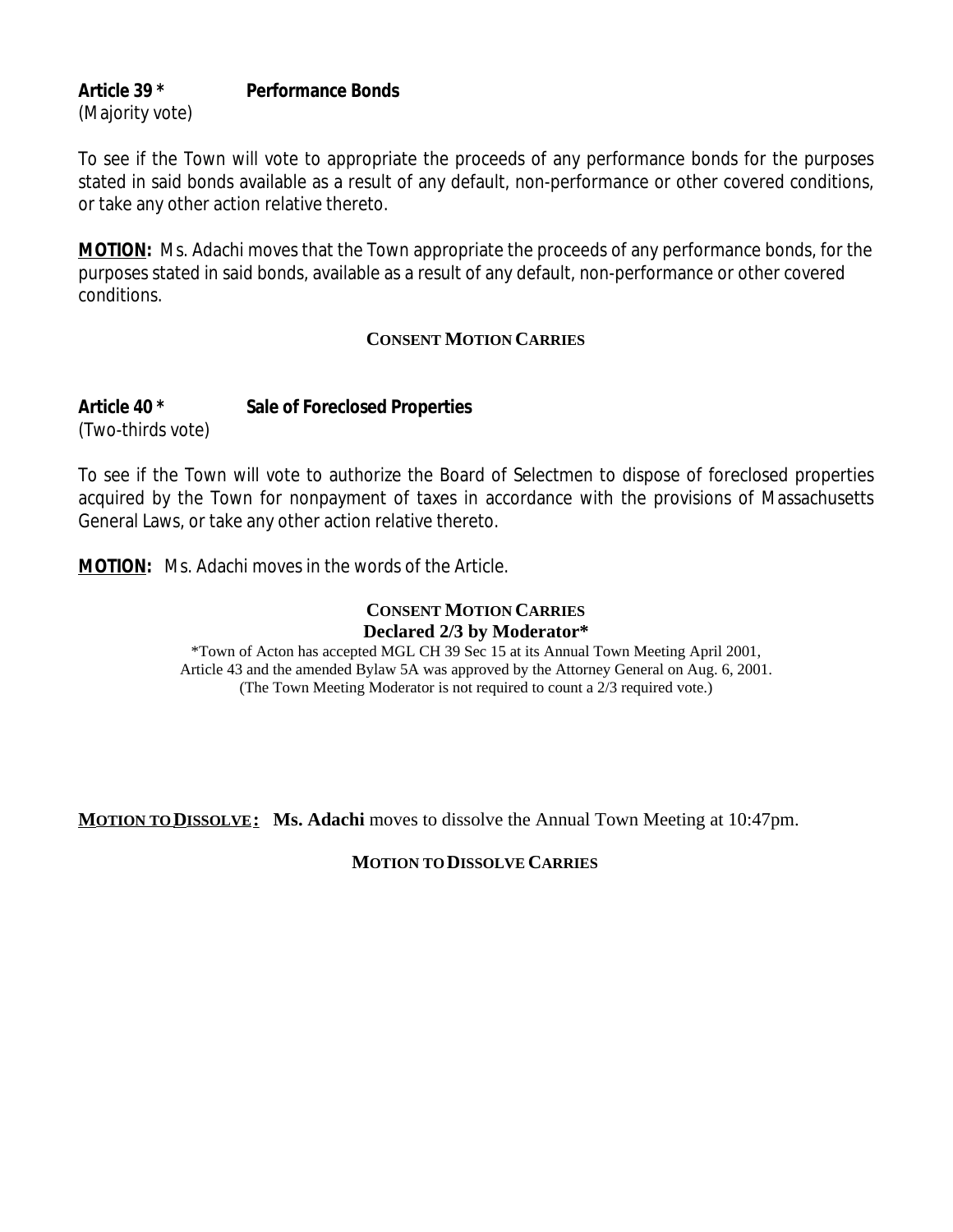**Article 39 \*** **Performance Bonds**
(Majority vote)

To see if the Town will vote to appropriate the proceeds of any performance bonds for the purposes stated in said bonds available as a result of any default, non-performance or other covered conditions, or take any other action relative thereto.

**MOTION:** Ms. Adachi moves that the Town appropriate the proceeds of any performance bonds, for the purposes stated in said bonds, available as a result of any default, non-performance or other covered conditions.

**CONSENT MOTION CARRIES**

**Article 40 \*** **Sale of Foreclosed Properties**
(Two-thirds vote)

To see if the Town will vote to authorize the Board of Selectmen to dispose of foreclosed properties acquired by the Town for nonpayment of taxes in accordance with the provisions of Massachusetts General Laws, or take any other action relative thereto.

**MOTION:** Ms. Adachi moves in the words of the Article.

**CONSENT MOTION CARRIES**
**Declared 2/3 by Moderator\***

\*Town of Acton has accepted MGL CH 39 Sec 15 at its Annual Town Meeting April 2001, Article 43 and the amended Bylaw 5A was approved by the Attorney General on Aug. 6, 2001. (The Town Meeting Moderator is not required to count a 2/3 required vote.)

**MOTION TO DISSOLVE:** **Ms. Adachi** moves to dissolve the Annual Town Meeting at 10:47pm.

**MOTION TO DISSOLVE CARRIES**